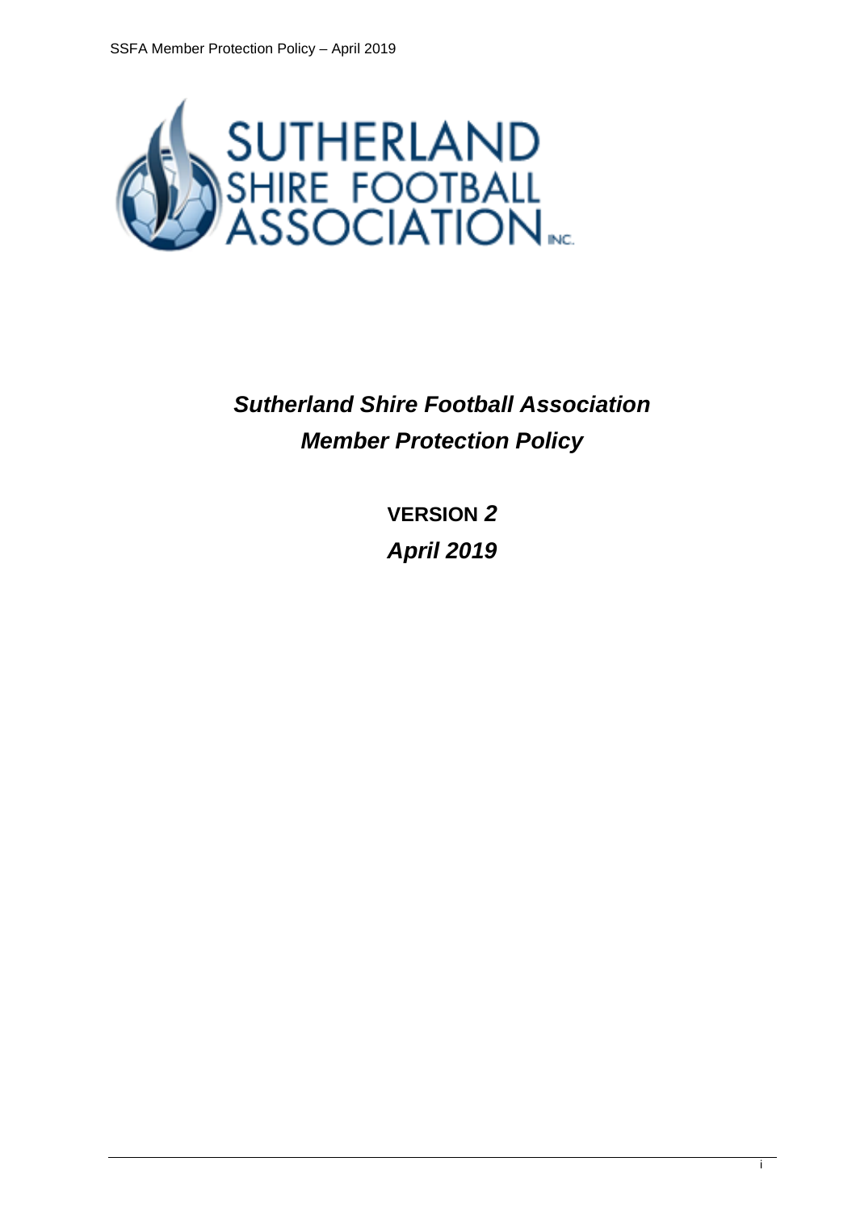# *Sutherland Shire Football Association Member Protection Policy*

**VERSION *2***

***April 2019***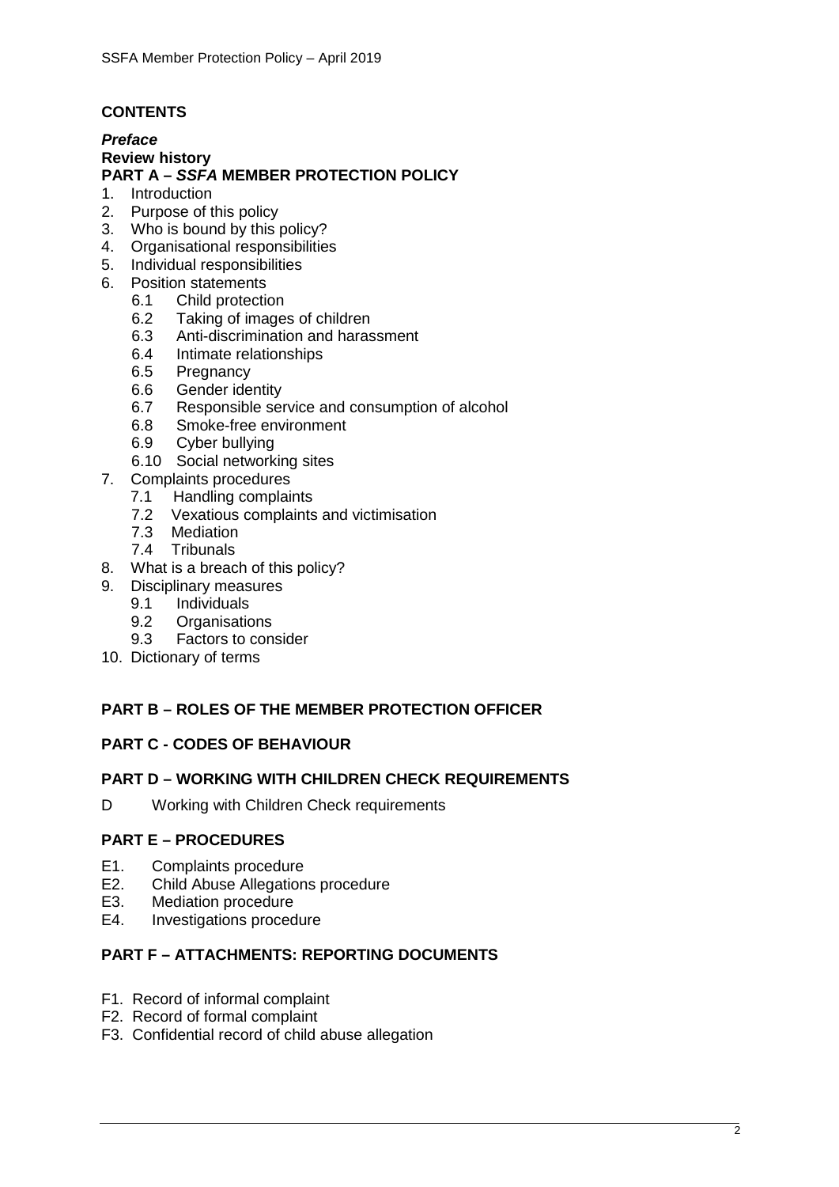## CONTENTS

***Preface***

**Review history**

**PART A – *SSFA* MEMBER PROTECTION POLICY**

1. Introduction
2. Purpose of this policy
3. Who is bound by this policy?
4. Organisational responsibilities
5. Individual responsibilities
6. Position statements
   - 6.1 Child protection
   - 6.2 Taking of images of children
   - 6.3 Anti-discrimination and harassment
   - 6.4 Intimate relationships
   - 6.5 Pregnancy
   - 6.6 Gender identity
   - 6.7 Responsible service and consumption of alcohol
   - 6.8 Smoke-free environment
   - 6.9 Cyber bullying
   - 6.10 Social networking sites
7. Complaints procedures
   - 7.1 Handling complaints
   - 7.2 Vexatious complaints and victimisation
   - 7.3 Mediation
   - 7.4 Tribunals
8. What is a breach of this policy?
9. Disciplinary measures
   - 9.1 Individuals
   - 9.2 Organisations
   - 9.3 Factors to consider
10. Dictionary of terms

**PART B – ROLES OF THE MEMBER PROTECTION OFFICER**

**PART C - CODES OF BEHAVIOUR**

**PART D – WORKING WITH CHILDREN CHECK REQUIREMENTS**

D Working with Children Check requirements

**PART E – PROCEDURES**

- E1. Complaints procedure
- E2. Child Abuse Allegations procedure
- E3. Mediation procedure
- E4. Investigations procedure

**PART F – ATTACHMENTS: REPORTING DOCUMENTS**

- F1. Record of informal complaint
- F2. Record of formal complaint
- F3. Confidential record of child abuse allegation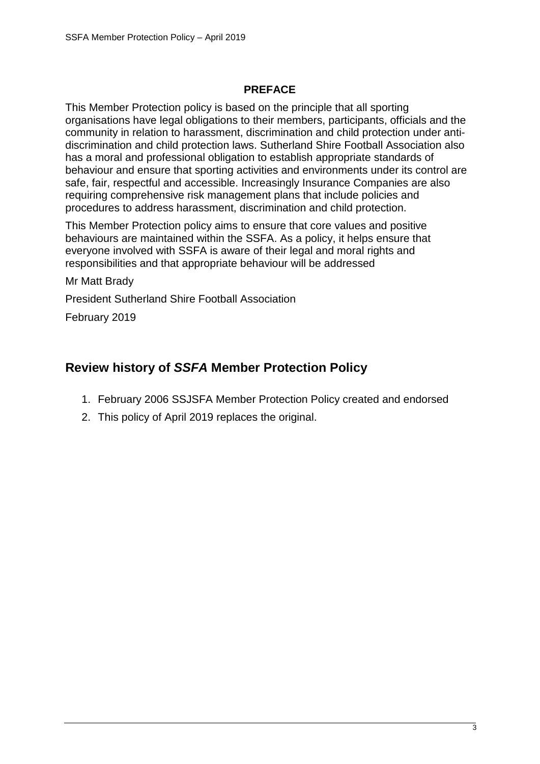## PREFACE

This Member Protection policy is based on the principle that all sporting organisations have legal obligations to their members, participants, officials and the community in relation to harassment, discrimination and child protection under anti-discrimination and child protection laws. Sutherland Shire Football Association also has a moral and professional obligation to establish appropriate standards of behaviour and ensure that sporting activities and environments under its control are safe, fair, respectful and accessible. Increasingly Insurance Companies are also requiring comprehensive risk management plans that include policies and procedures to address harassment, discrimination and child protection.

This Member Protection policy aims to ensure that core values and positive behaviours are maintained within the SSFA. As a policy, it helps ensure that everyone involved with SSFA is aware of their legal and moral rights and responsibilities and that appropriate behaviour will be addressed

Mr Matt Brady

President Sutherland Shire Football Association

February 2019

## Review history of *SSFA* Member Protection Policy

1. February 2006 SSJSFA Member Protection Policy created and endorsed
2. This policy of April 2019 replaces the original.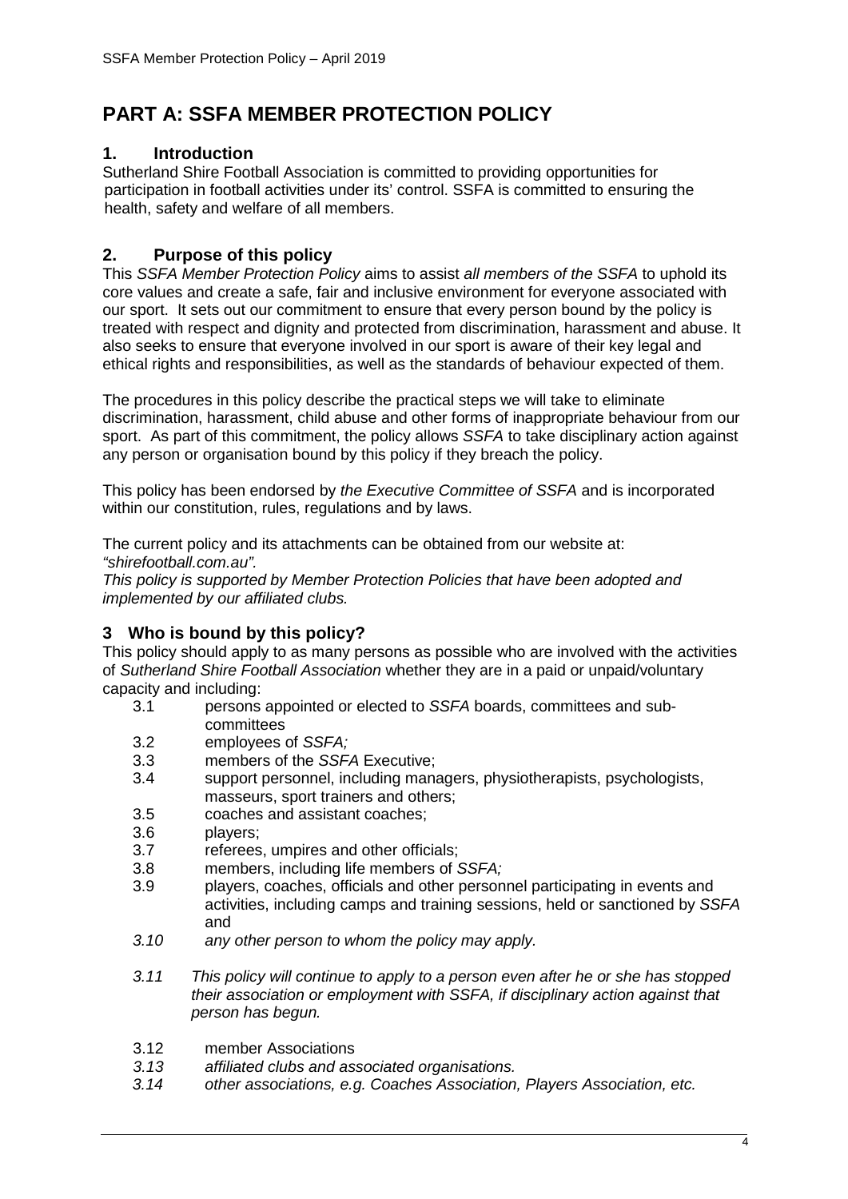# PART A: SSFA MEMBER PROTECTION POLICY

## 1. Introduction

Sutherland Shire Football Association is committed to providing opportunities for participation in football activities under its' control. SSFA is committed to ensuring the health, safety and welfare of all members.

## 2. Purpose of this policy

This *SSFA Member Protection Policy* aims to assist *all members of the SSFA* to uphold its core values and create a safe, fair and inclusive environment for everyone associated with our sport. It sets out our commitment to ensure that every person bound by the policy is treated with respect and dignity and protected from discrimination, harassment and abuse. It also seeks to ensure that everyone involved in our sport is aware of their key legal and ethical rights and responsibilities, as well as the standards of behaviour expected of them.

The procedures in this policy describe the practical steps we will take to eliminate discrimination, harassment, child abuse and other forms of inappropriate behaviour from our sport. As part of this commitment, the policy allows *SSFA* to take disciplinary action against any person or organisation bound by this policy if they breach the policy.

This policy has been endorsed by *the Executive Committee of SSFA* and is incorporated within our constitution, rules, regulations and by laws.

The current policy and its attachments can be obtained from our website at: *"shirefootball.com.au".*
*This policy is supported by Member Protection Policies that have been adopted and implemented by our affiliated clubs.*

## 3 Who is bound by this policy?

This policy should apply to as many persons as possible who are involved with the activities of *Sutherland Shire Football Association* whether they are in a paid or unpaid/voluntary capacity and including:

3.1 persons appointed or elected to *SSFA* boards, committees and sub-committees
3.2 employees of *SSFA;*
3.3 members of the *SSFA* Executive;
3.4 support personnel, including managers, physiotherapists, psychologists, masseurs, sport trainers and others;
3.5 coaches and assistant coaches;
3.6 players;
3.7 referees, umpires and other officials;
3.8 members, including life members of *SSFA;*
3.9 players, coaches, officials and other personnel participating in events and activities, including camps and training sessions, held or sanctioned by *SSFA* and
*3.10 any other person to whom the policy may apply.*

*3.11 This policy will continue to apply to a person even after he or she has stopped their association or employment with SSFA, if disciplinary action against that person has begun.*

3.12 member Associations
*3.13 affiliated clubs and associated organisations.*
*3.14 other associations, e.g. Coaches Association, Players Association, etc.*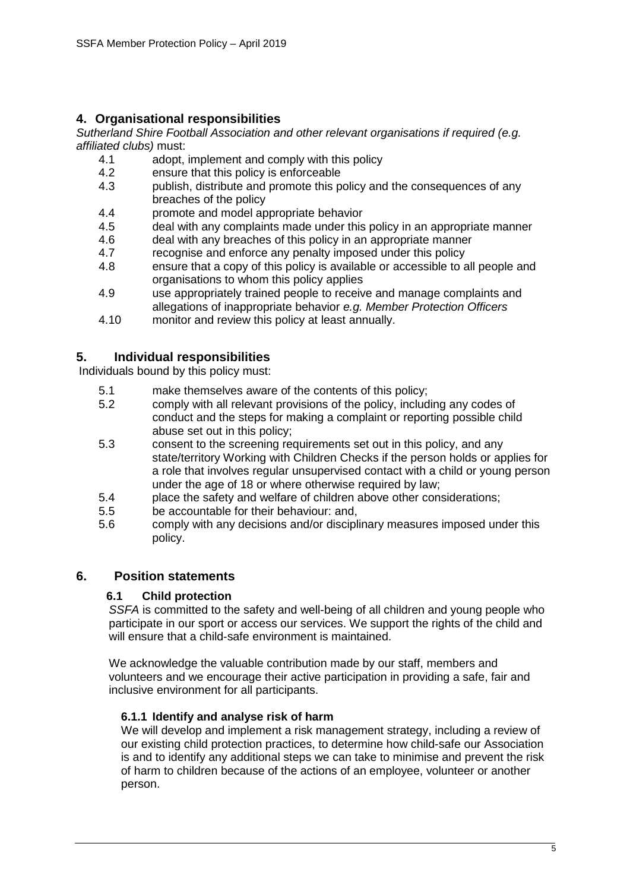## 4. Organisational responsibilities

*Sutherland Shire Football Association and other relevant organisations if required (e.g. affiliated clubs)* must:

- 4.1 adopt, implement and comply with this policy
- 4.2 ensure that this policy is enforceable
- 4.3 publish, distribute and promote this policy and the consequences of any breaches of the policy
- 4.4 promote and model appropriate behavior
- 4.5 deal with any complaints made under this policy in an appropriate manner
- 4.6 deal with any breaches of this policy in an appropriate manner
- 4.7 recognise and enforce any penalty imposed under this policy
- 4.8 ensure that a copy of this policy is available or accessible to all people and organisations to whom this policy applies
- 4.9 use appropriately trained people to receive and manage complaints and allegations of inappropriate behavior *e.g. Member Protection Officers*
- 4.10 monitor and review this policy at least annually.

## 5. Individual responsibilities

Individuals bound by this policy must:

- 5.1 make themselves aware of the contents of this policy;
- 5.2 comply with all relevant provisions of the policy, including any codes of conduct and the steps for making a complaint or reporting possible child abuse set out in this policy;
- 5.3 consent to the screening requirements set out in this policy, and any state/territory Working with Children Checks if the person holds or applies for a role that involves regular unsupervised contact with a child or young person under the age of 18 or where otherwise required by law;
- 5.4 place the safety and welfare of children above other considerations;
- 5.5 be accountable for their behaviour: and,
- 5.6 comply with any decisions and/or disciplinary measures imposed under this policy.

## 6. Position statements

### 6.1 Child protection

*SSFA* is committed to the safety and well-being of all children and young people who participate in our sport or access our services. We support the rights of the child and will ensure that a child-safe environment is maintained.

We acknowledge the valuable contribution made by our staff, members and volunteers and we encourage their active participation in providing a safe, fair and inclusive environment for all participants.

#### 6.1.1 Identify and analyse risk of harm

We will develop and implement a risk management strategy, including a review of our existing child protection practices, to determine how child-safe our Association is and to identify any additional steps we can take to minimise and prevent the risk of harm to children because of the actions of an employee, volunteer or another person.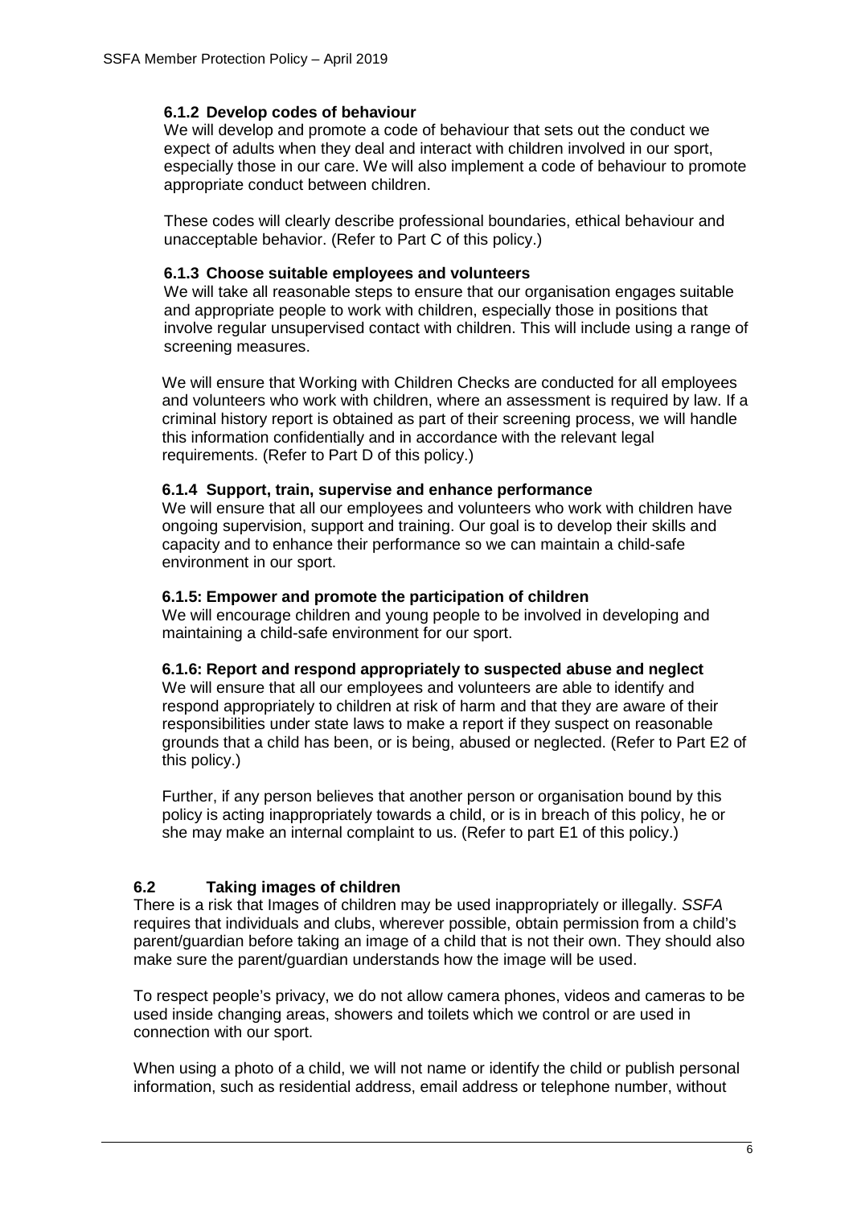#### 6.1.2 Develop codes of behaviour

We will develop and promote a code of behaviour that sets out the conduct we expect of adults when they deal and interact with children involved in our sport, especially those in our care. We will also implement a code of behaviour to promote appropriate conduct between children.

These codes will clearly describe professional boundaries, ethical behaviour and unacceptable behavior. (Refer to Part C of this policy.)

#### 6.1.3 Choose suitable employees and volunteers

We will take all reasonable steps to ensure that our organisation engages suitable and appropriate people to work with children, especially those in positions that involve regular unsupervised contact with children. This will include using a range of screening measures.

We will ensure that Working with Children Checks are conducted for all employees and volunteers who work with children, where an assessment is required by law. If a criminal history report is obtained as part of their screening process, we will handle this information confidentially and in accordance with the relevant legal requirements. (Refer to Part D of this policy.)

#### 6.1.4 Support, train, supervise and enhance performance

We will ensure that all our employees and volunteers who work with children have ongoing supervision, support and training. Our goal is to develop their skills and capacity and to enhance their performance so we can maintain a child-safe environment in our sport.

#### 6.1.5: Empower and promote the participation of children

We will encourage children and young people to be involved in developing and maintaining a child-safe environment for our sport.

#### 6.1.6: Report and respond appropriately to suspected abuse and neglect

We will ensure that all our employees and volunteers are able to identify and respond appropriately to children at risk of harm and that they are aware of their responsibilities under state laws to make a report if they suspect on reasonable grounds that a child has been, or is being, abused or neglected. (Refer to Part E2 of this policy.)

Further, if any person believes that another person or organisation bound by this policy is acting inappropriately towards a child, or is in breach of this policy, he or she may make an internal complaint to us. (Refer to part E1 of this policy.)

### 6.2 Taking images of children

There is a risk that Images of children may be used inappropriately or illegally. *SSFA* requires that individuals and clubs, wherever possible, obtain permission from a child's parent/guardian before taking an image of a child that is not their own. They should also make sure the parent/guardian understands how the image will be used.

To respect people's privacy, we do not allow camera phones, videos and cameras to be used inside changing areas, showers and toilets which we control or are used in connection with our sport.

When using a photo of a child, we will not name or identify the child or publish personal information, such as residential address, email address or telephone number, without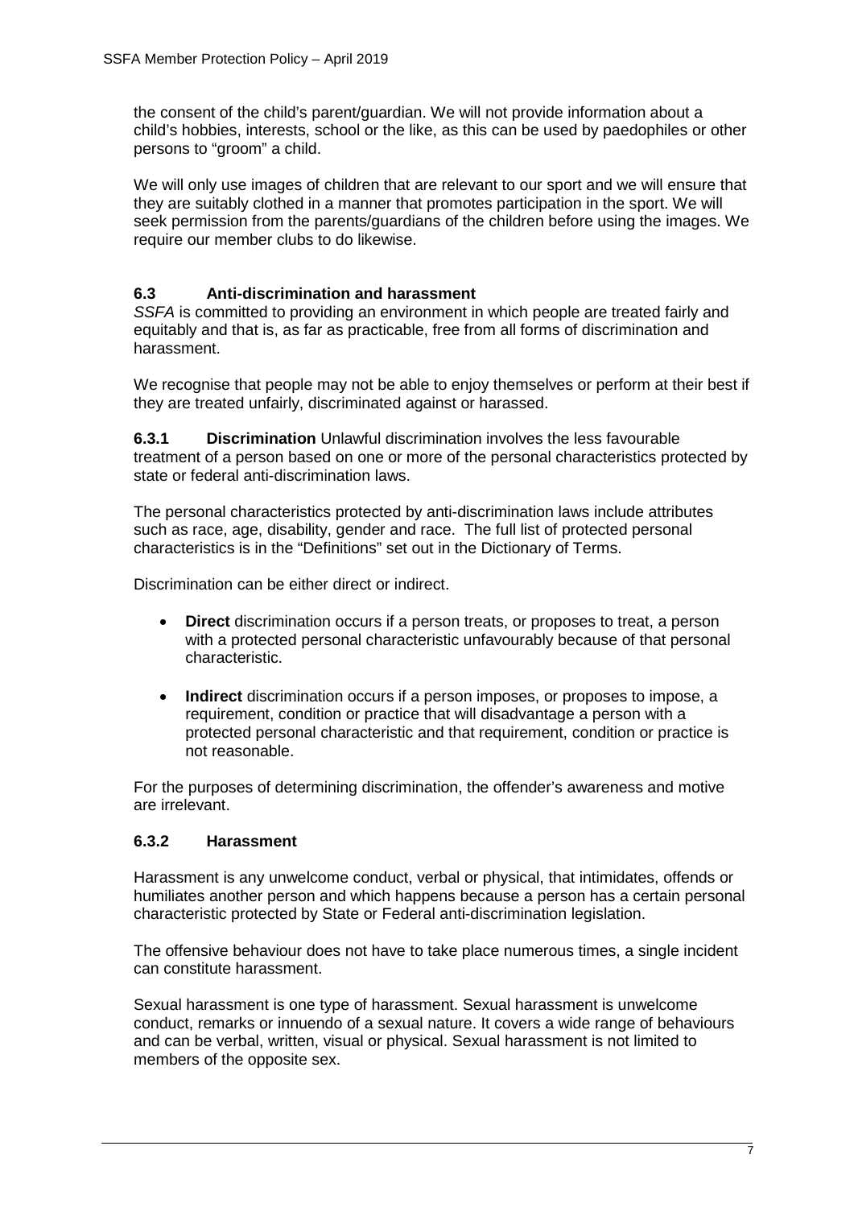the consent of the child's parent/guardian. We will not provide information about a child's hobbies, interests, school or the like, as this can be used by paedophiles or other persons to "groom" a child.

We will only use images of children that are relevant to our sport and we will ensure that they are suitably clothed in a manner that promotes participation in the sport. We will seek permission from the parents/guardians of the children before using the images. We require our member clubs to do likewise.

### 6.3 Anti-discrimination and harassment

*SSFA* is committed to providing an environment in which people are treated fairly and equitably and that is, as far as practicable, free from all forms of discrimination and harassment.

We recognise that people may not be able to enjoy themselves or perform at their best if they are treated unfairly, discriminated against or harassed.

**6.3.1 Discrimination** Unlawful discrimination involves the less favourable treatment of a person based on one or more of the personal characteristics protected by state or federal anti-discrimination laws.

The personal characteristics protected by anti-discrimination laws include attributes such as race, age, disability, gender and race. The full list of protected personal characteristics is in the "Definitions" set out in the Dictionary of Terms.

Discrimination can be either direct or indirect.

- **Direct** discrimination occurs if a person treats, or proposes to treat, a person with a protected personal characteristic unfavourably because of that personal characteristic.
- **Indirect** discrimination occurs if a person imposes, or proposes to impose, a requirement, condition or practice that will disadvantage a person with a protected personal characteristic and that requirement, condition or practice is not reasonable.

For the purposes of determining discrimination, the offender's awareness and motive are irrelevant.

#### 6.3.2 Harassment

Harassment is any unwelcome conduct, verbal or physical, that intimidates, offends or humiliates another person and which happens because a person has a certain personal characteristic protected by State or Federal anti-discrimination legislation.

The offensive behaviour does not have to take place numerous times, a single incident can constitute harassment.

Sexual harassment is one type of harassment. Sexual harassment is unwelcome conduct, remarks or innuendo of a sexual nature. It covers a wide range of behaviours and can be verbal, written, visual or physical. Sexual harassment is not limited to members of the opposite sex.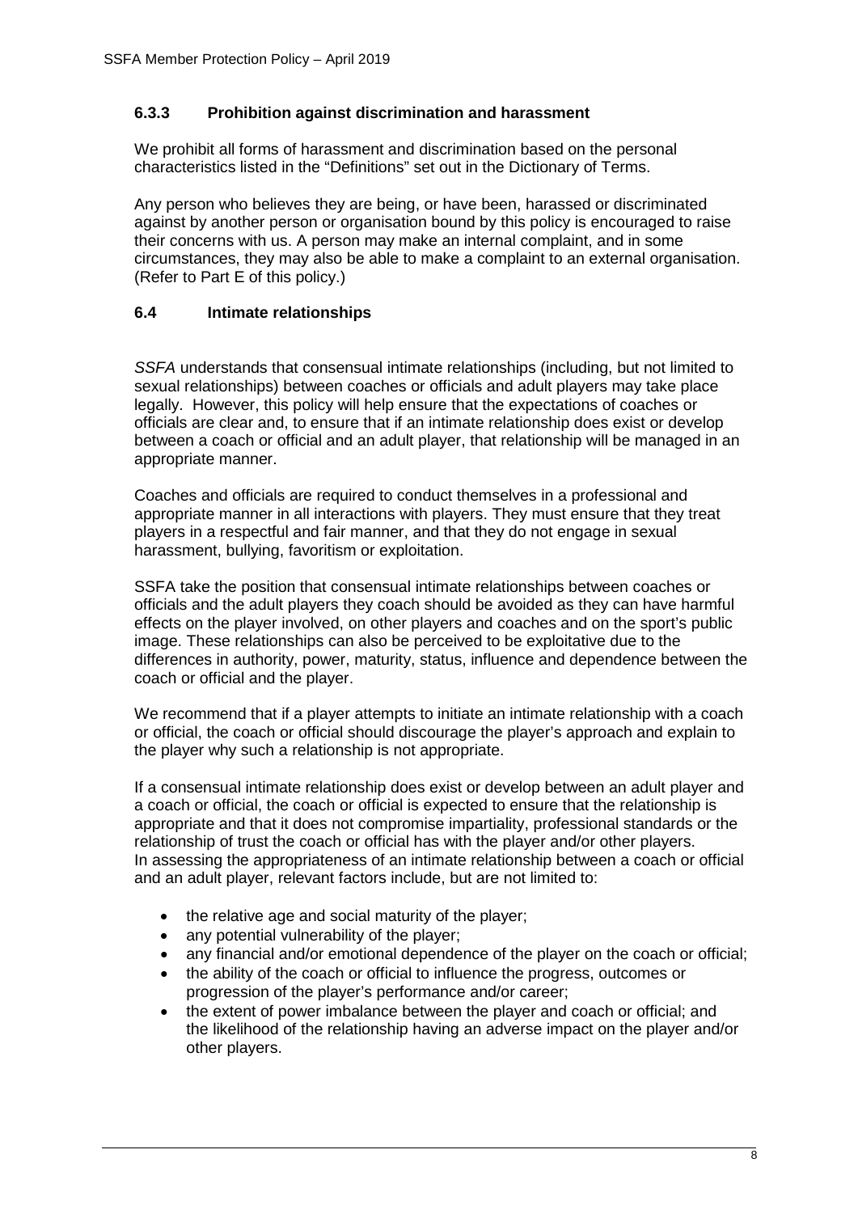### 6.3.3 Prohibition against discrimination and harassment

We prohibit all forms of harassment and discrimination based on the personal characteristics listed in the "Definitions" set out in the Dictionary of Terms.

Any person who believes they are being, or have been, harassed or discriminated against by another person or organisation bound by this policy is encouraged to raise their concerns with us. A person may make an internal complaint, and in some circumstances, they may also be able to make a complaint to an external organisation. (Refer to Part E of this policy.)

### 6.4 Intimate relationships

*SSFA* understands that consensual intimate relationships (including, but not limited to sexual relationships) between coaches or officials and adult players may take place legally. However, this policy will help ensure that the expectations of coaches or officials are clear and, to ensure that if an intimate relationship does exist or develop between a coach or official and an adult player, that relationship will be managed in an appropriate manner.

Coaches and officials are required to conduct themselves in a professional and appropriate manner in all interactions with players. They must ensure that they treat players in a respectful and fair manner, and that they do not engage in sexual harassment, bullying, favoritism or exploitation.

SSFA take the position that consensual intimate relationships between coaches or officials and the adult players they coach should be avoided as they can have harmful effects on the player involved, on other players and coaches and on the sport's public image. These relationships can also be perceived to be exploitative due to the differences in authority, power, maturity, status, influence and dependence between the coach or official and the player.

We recommend that if a player attempts to initiate an intimate relationship with a coach or official, the coach or official should discourage the player's approach and explain to the player why such a relationship is not appropriate.

If a consensual intimate relationship does exist or develop between an adult player and a coach or official, the coach or official is expected to ensure that the relationship is appropriate and that it does not compromise impartiality, professional standards or the relationship of trust the coach or official has with the player and/or other players. In assessing the appropriateness of an intimate relationship between a coach or official and an adult player, relevant factors include, but are not limited to:

- the relative age and social maturity of the player;
- any potential vulnerability of the player;
- any financial and/or emotional dependence of the player on the coach or official;
- the ability of the coach or official to influence the progress, outcomes or progression of the player's performance and/or career;
- the extent of power imbalance between the player and coach or official; and the likelihood of the relationship having an adverse impact on the player and/or other players.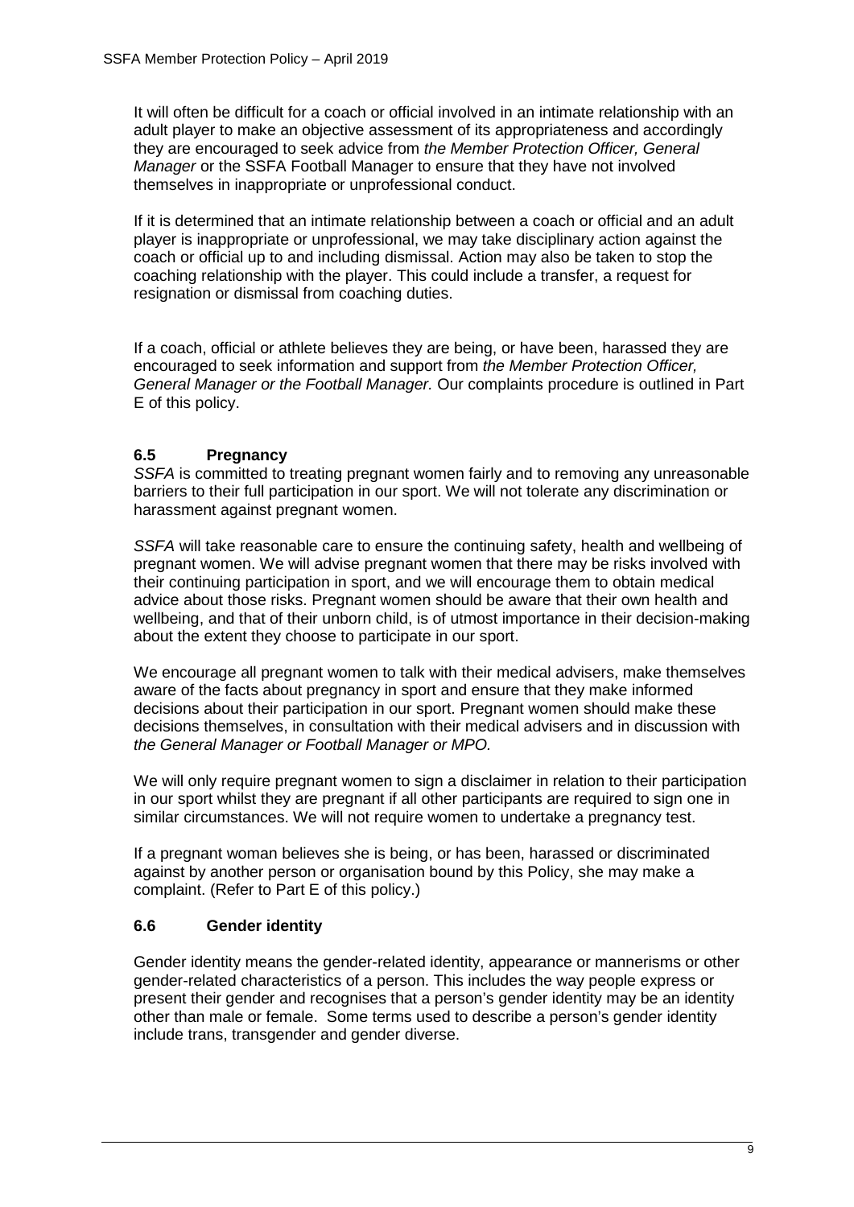It will often be difficult for a coach or official involved in an intimate relationship with an adult player to make an objective assessment of its appropriateness and accordingly they are encouraged to seek advice from *the Member Protection Officer, General Manager* or the SSFA Football Manager to ensure that they have not involved themselves in inappropriate or unprofessional conduct.

If it is determined that an intimate relationship between a coach or official and an adult player is inappropriate or unprofessional, we may take disciplinary action against the coach or official up to and including dismissal. Action may also be taken to stop the coaching relationship with the player. This could include a transfer, a request for resignation or dismissal from coaching duties.

If a coach, official or athlete believes they are being, or have been, harassed they are encouraged to seek information and support from *the Member Protection Officer, General Manager or the Football Manager.* Our complaints procedure is outlined in Part E of this policy.

### 6.5 Pregnancy

*SSFA* is committed to treating pregnant women fairly and to removing any unreasonable barriers to their full participation in our sport. We will not tolerate any discrimination or harassment against pregnant women.

*SSFA* will take reasonable care to ensure the continuing safety, health and wellbeing of pregnant women. We will advise pregnant women that there may be risks involved with their continuing participation in sport, and we will encourage them to obtain medical advice about those risks. Pregnant women should be aware that their own health and wellbeing, and that of their unborn child, is of utmost importance in their decision-making about the extent they choose to participate in our sport.

We encourage all pregnant women to talk with their medical advisers, make themselves aware of the facts about pregnancy in sport and ensure that they make informed decisions about their participation in our sport. Pregnant women should make these decisions themselves, in consultation with their medical advisers and in discussion with *the General Manager or Football Manager or MPO.*

We will only require pregnant women to sign a disclaimer in relation to their participation in our sport whilst they are pregnant if all other participants are required to sign one in similar circumstances. We will not require women to undertake a pregnancy test.

If a pregnant woman believes she is being, or has been, harassed or discriminated against by another person or organisation bound by this Policy, she may make a complaint. (Refer to Part E of this policy.)

### 6.6 Gender identity

Gender identity means the gender-related identity, appearance or mannerisms or other gender-related characteristics of a person. This includes the way people express or present their gender and recognises that a person's gender identity may be an identity other than male or female. Some terms used to describe a person's gender identity include trans, transgender and gender diverse.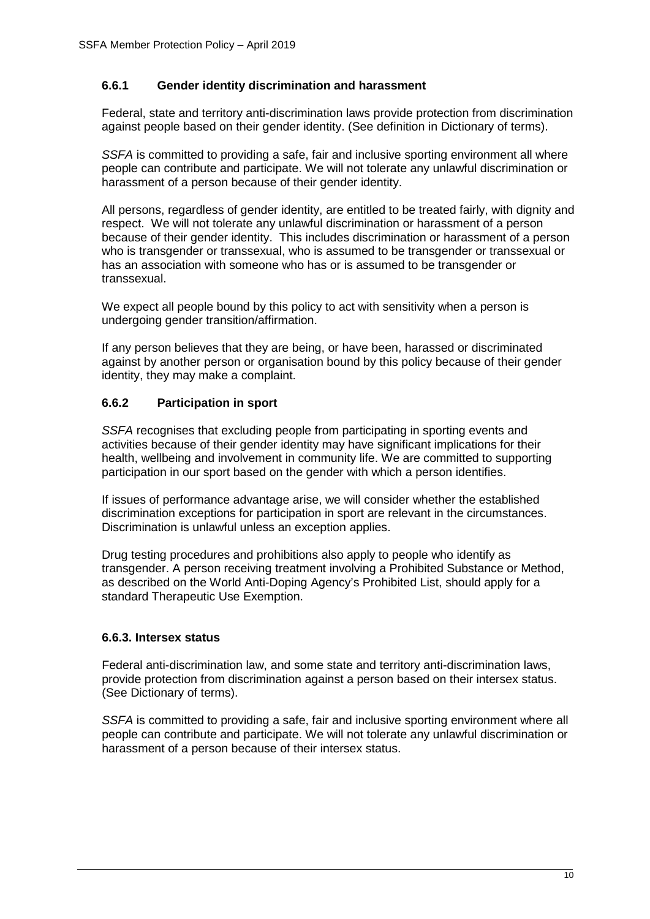### 6.6.1 Gender identity discrimination and harassment

Federal, state and territory anti-discrimination laws provide protection from discrimination against people based on their gender identity. (See definition in Dictionary of terms).

*SSFA* is committed to providing a safe, fair and inclusive sporting environment all where people can contribute and participate. We will not tolerate any unlawful discrimination or harassment of a person because of their gender identity.

All persons, regardless of gender identity, are entitled to be treated fairly, with dignity and respect. We will not tolerate any unlawful discrimination or harassment of a person because of their gender identity. This includes discrimination or harassment of a person who is transgender or transsexual, who is assumed to be transgender or transsexual or has an association with someone who has or is assumed to be transgender or transsexual.

We expect all people bound by this policy to act with sensitivity when a person is undergoing gender transition/affirmation.

If any person believes that they are being, or have been, harassed or discriminated against by another person or organisation bound by this policy because of their gender identity, they may make a complaint.

### 6.6.2 Participation in sport

*SSFA* recognises that excluding people from participating in sporting events and activities because of their gender identity may have significant implications for their health, wellbeing and involvement in community life. We are committed to supporting participation in our sport based on the gender with which a person identifies.

If issues of performance advantage arise, we will consider whether the established discrimination exceptions for participation in sport are relevant in the circumstances. Discrimination is unlawful unless an exception applies.

Drug testing procedures and prohibitions also apply to people who identify as transgender. A person receiving treatment involving a Prohibited Substance or Method, as described on the World Anti-Doping Agency's Prohibited List, should apply for a standard Therapeutic Use Exemption.

### 6.6.3. Intersex status

Federal anti-discrimination law, and some state and territory anti-discrimination laws, provide protection from discrimination against a person based on their intersex status. (See Dictionary of terms).

*SSFA* is committed to providing a safe, fair and inclusive sporting environment where all people can contribute and participate. We will not tolerate any unlawful discrimination or harassment of a person because of their intersex status.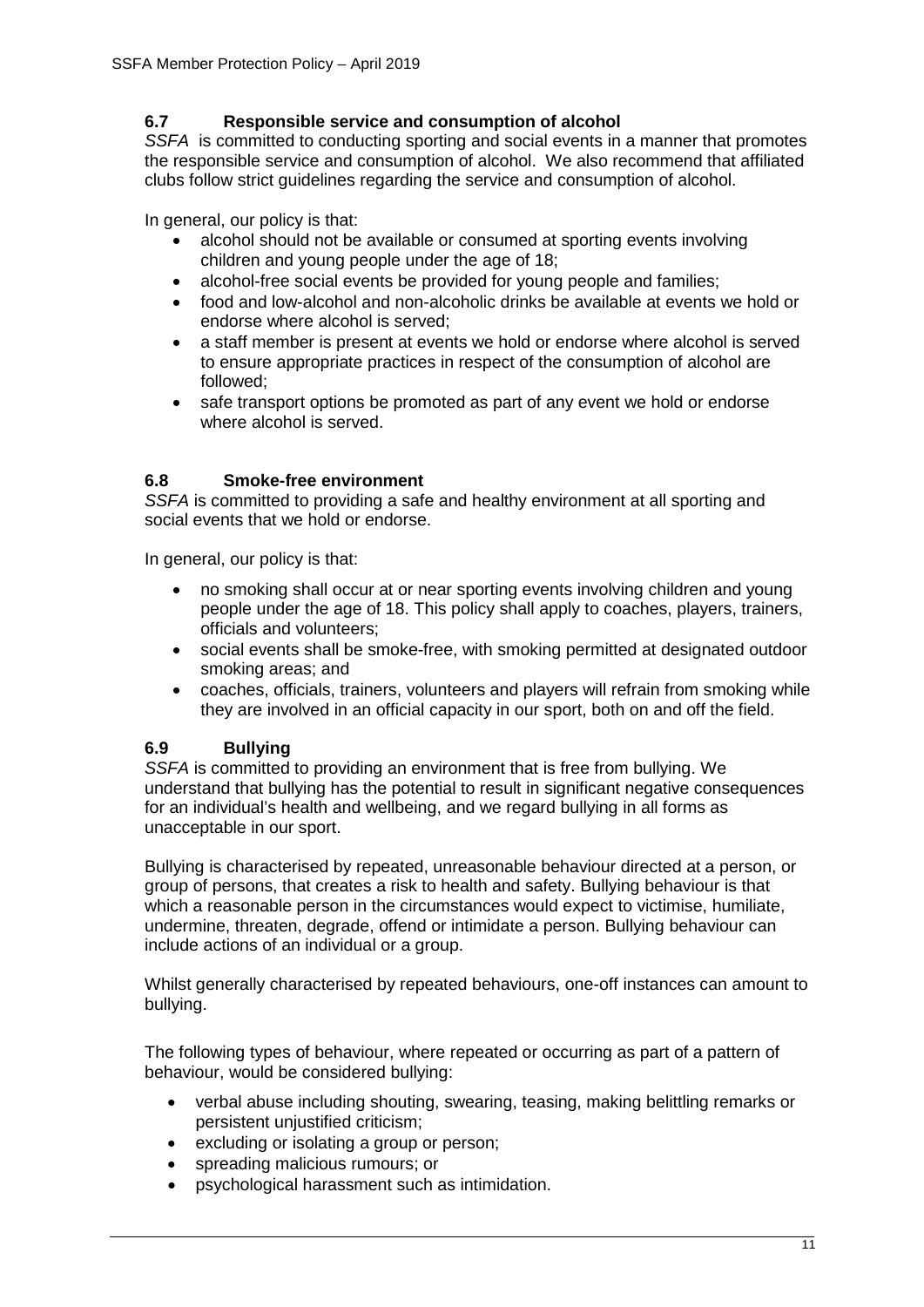### 6.7 Responsible service and consumption of alcohol

*SSFA* is committed to conducting sporting and social events in a manner that promotes the responsible service and consumption of alcohol. We also recommend that affiliated clubs follow strict guidelines regarding the service and consumption of alcohol.

In general, our policy is that:

- alcohol should not be available or consumed at sporting events involving children and young people under the age of 18;
- alcohol-free social events be provided for young people and families;
- food and low-alcohol and non-alcoholic drinks be available at events we hold or endorse where alcohol is served;
- a staff member is present at events we hold or endorse where alcohol is served to ensure appropriate practices in respect of the consumption of alcohol are followed;
- safe transport options be promoted as part of any event we hold or endorse where alcohol is served.

### 6.8 Smoke-free environment

*SSFA* is committed to providing a safe and healthy environment at all sporting and social events that we hold or endorse.

In general, our policy is that:

- no smoking shall occur at or near sporting events involving children and young people under the age of 18. This policy shall apply to coaches, players, trainers, officials and volunteers;
- social events shall be smoke-free, with smoking permitted at designated outdoor smoking areas; and
- coaches, officials, trainers, volunteers and players will refrain from smoking while they are involved in an official capacity in our sport, both on and off the field.

### 6.9 Bullying

*SSFA* is committed to providing an environment that is free from bullying. We understand that bullying has the potential to result in significant negative consequences for an individual's health and wellbeing, and we regard bullying in all forms as unacceptable in our sport.

Bullying is characterised by repeated, unreasonable behaviour directed at a person, or group of persons, that creates a risk to health and safety. Bullying behaviour is that which a reasonable person in the circumstances would expect to victimise, humiliate, undermine, threaten, degrade, offend or intimidate a person. Bullying behaviour can include actions of an individual or a group.

Whilst generally characterised by repeated behaviours, one-off instances can amount to bullying.

The following types of behaviour, where repeated or occurring as part of a pattern of behaviour, would be considered bullying:

- verbal abuse including shouting, swearing, teasing, making belittling remarks or persistent unjustified criticism;
- excluding or isolating a group or person;
- spreading malicious rumours; or
- psychological harassment such as intimidation.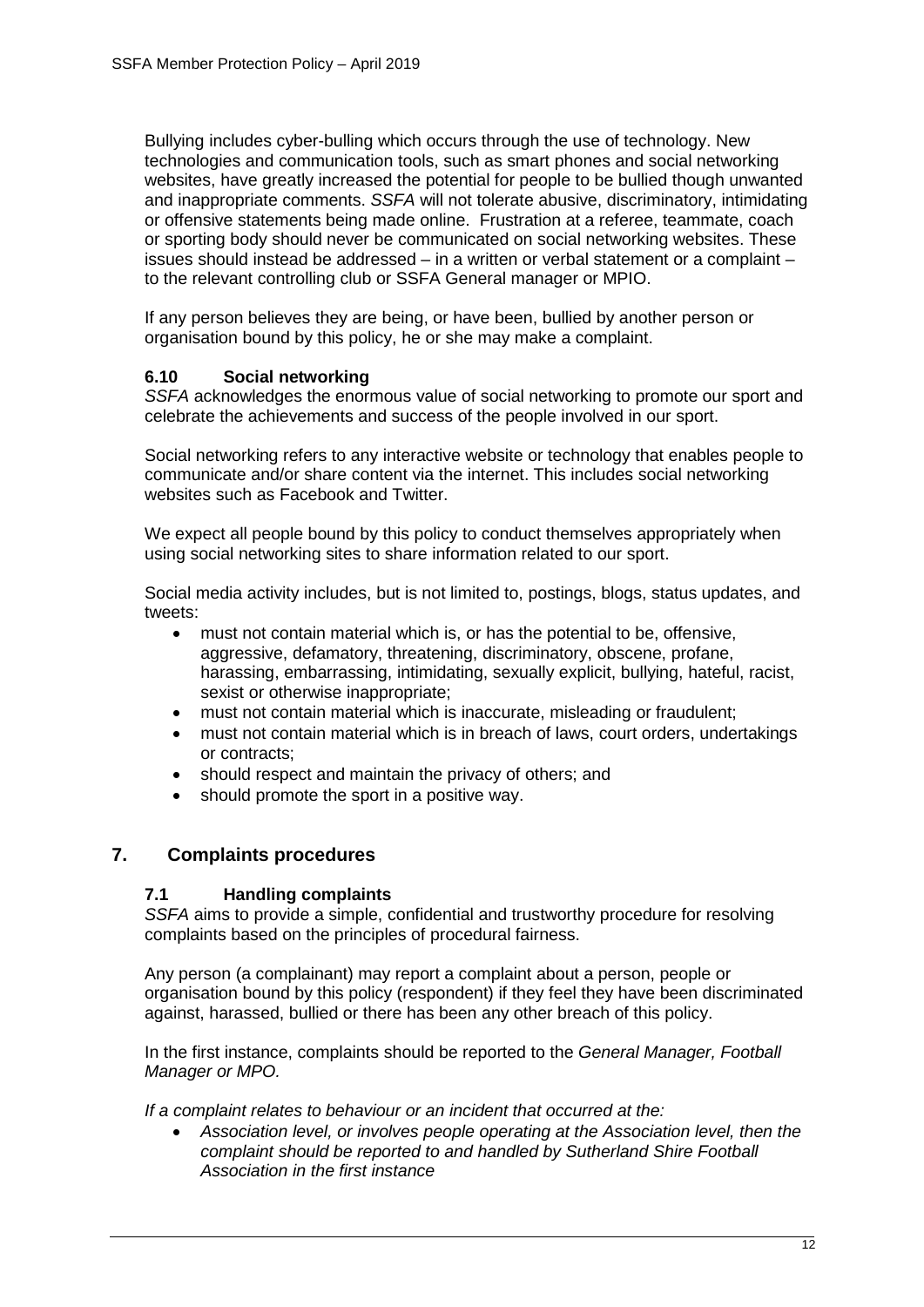Bullying includes cyber-bulling which occurs through the use of technology. New technologies and communication tools, such as smart phones and social networking websites, have greatly increased the potential for people to be bullied though unwanted and inappropriate comments. *SSFA* will not tolerate abusive, discriminatory, intimidating or offensive statements being made online. Frustration at a referee, teammate, coach or sporting body should never be communicated on social networking websites. These issues should instead be addressed – in a written or verbal statement or a complaint – to the relevant controlling club or SSFA General manager or MPIO.

If any person believes they are being, or have been, bullied by another person or organisation bound by this policy, he or she may make a complaint.

### 6.10 Social networking

*SSFA* acknowledges the enormous value of social networking to promote our sport and celebrate the achievements and success of the people involved in our sport.

Social networking refers to any interactive website or technology that enables people to communicate and/or share content via the internet. This includes social networking websites such as Facebook and Twitter.

We expect all people bound by this policy to conduct themselves appropriately when using social networking sites to share information related to our sport.

Social media activity includes, but is not limited to, postings, blogs, status updates, and tweets:

- must not contain material which is, or has the potential to be, offensive, aggressive, defamatory, threatening, discriminatory, obscene, profane, harassing, embarrassing, intimidating, sexually explicit, bullying, hateful, racist, sexist or otherwise inappropriate;
- must not contain material which is inaccurate, misleading or fraudulent;
- must not contain material which is in breach of laws, court orders, undertakings or contracts;
- should respect and maintain the privacy of others; and
- should promote the sport in a positive way.

## 7. Complaints procedures

### 7.1 Handling complaints

*SSFA* aims to provide a simple, confidential and trustworthy procedure for resolving complaints based on the principles of procedural fairness.

Any person (a complainant) may report a complaint about a person, people or organisation bound by this policy (respondent) if they feel they have been discriminated against, harassed, bullied or there has been any other breach of this policy.

In the first instance, complaints should be reported to the *General Manager, Football Manager or MPO.*

*If a complaint relates to behaviour or an incident that occurred at the:*

- *Association level, or involves people operating at the Association level, then the complaint should be reported to and handled by Sutherland Shire Football Association in the first instance*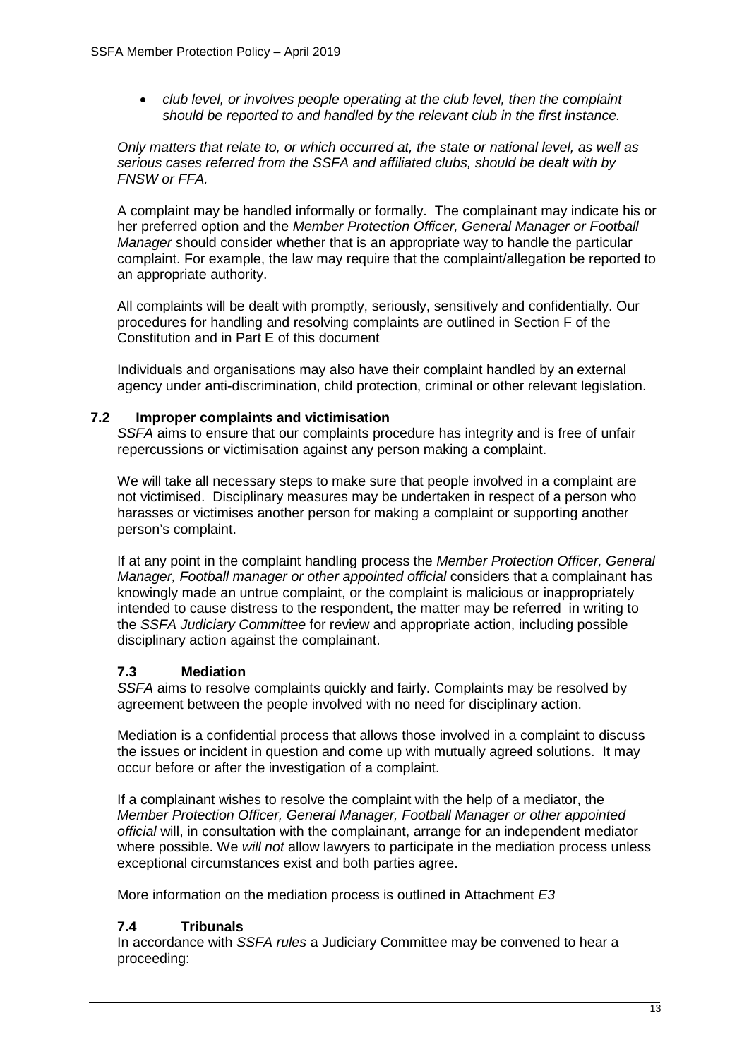- *club level, or involves people operating at the club level, then the complaint should be reported to and handled by the relevant club in the first instance.*

*Only matters that relate to, or which occurred at, the state or national level, as well as serious cases referred from the SSFA and affiliated clubs, should be dealt with by FNSW or FFA.*

A complaint may be handled informally or formally. The complainant may indicate his or her preferred option and the *Member Protection Officer, General Manager or Football Manager* should consider whether that is an appropriate way to handle the particular complaint. For example, the law may require that the complaint/allegation be reported to an appropriate authority.

All complaints will be dealt with promptly, seriously, sensitively and confidentially. Our procedures for handling and resolving complaints are outlined in Section F of the Constitution and in Part E of this document

Individuals and organisations may also have their complaint handled by an external agency under anti-discrimination, child protection, criminal or other relevant legislation.

### 7.2 Improper complaints and victimisation

*SSFA* aims to ensure that our complaints procedure has integrity and is free of unfair repercussions or victimisation against any person making a complaint.

We will take all necessary steps to make sure that people involved in a complaint are not victimised. Disciplinary measures may be undertaken in respect of a person who harasses or victimises another person for making a complaint or supporting another person's complaint.

If at any point in the complaint handling process the *Member Protection Officer, General Manager, Football manager or other appointed official* considers that a complainant has knowingly made an untrue complaint, or the complaint is malicious or inappropriately intended to cause distress to the respondent, the matter may be referred in writing to the *SSFA Judiciary Committee* for review and appropriate action, including possible disciplinary action against the complainant.

### 7.3 Mediation

*SSFA* aims to resolve complaints quickly and fairly. Complaints may be resolved by agreement between the people involved with no need for disciplinary action.

Mediation is a confidential process that allows those involved in a complaint to discuss the issues or incident in question and come up with mutually agreed solutions. It may occur before or after the investigation of a complaint.

If a complainant wishes to resolve the complaint with the help of a mediator, the *Member Protection Officer, General Manager, Football Manager or other appointed official* will, in consultation with the complainant, arrange for an independent mediator where possible. We *will not* allow lawyers to participate in the mediation process unless exceptional circumstances exist and both parties agree.

More information on the mediation process is outlined in Attachment *E3*

### 7.4 Tribunals

In accordance with *SSFA rules* a Judiciary Committee may be convened to hear a proceeding: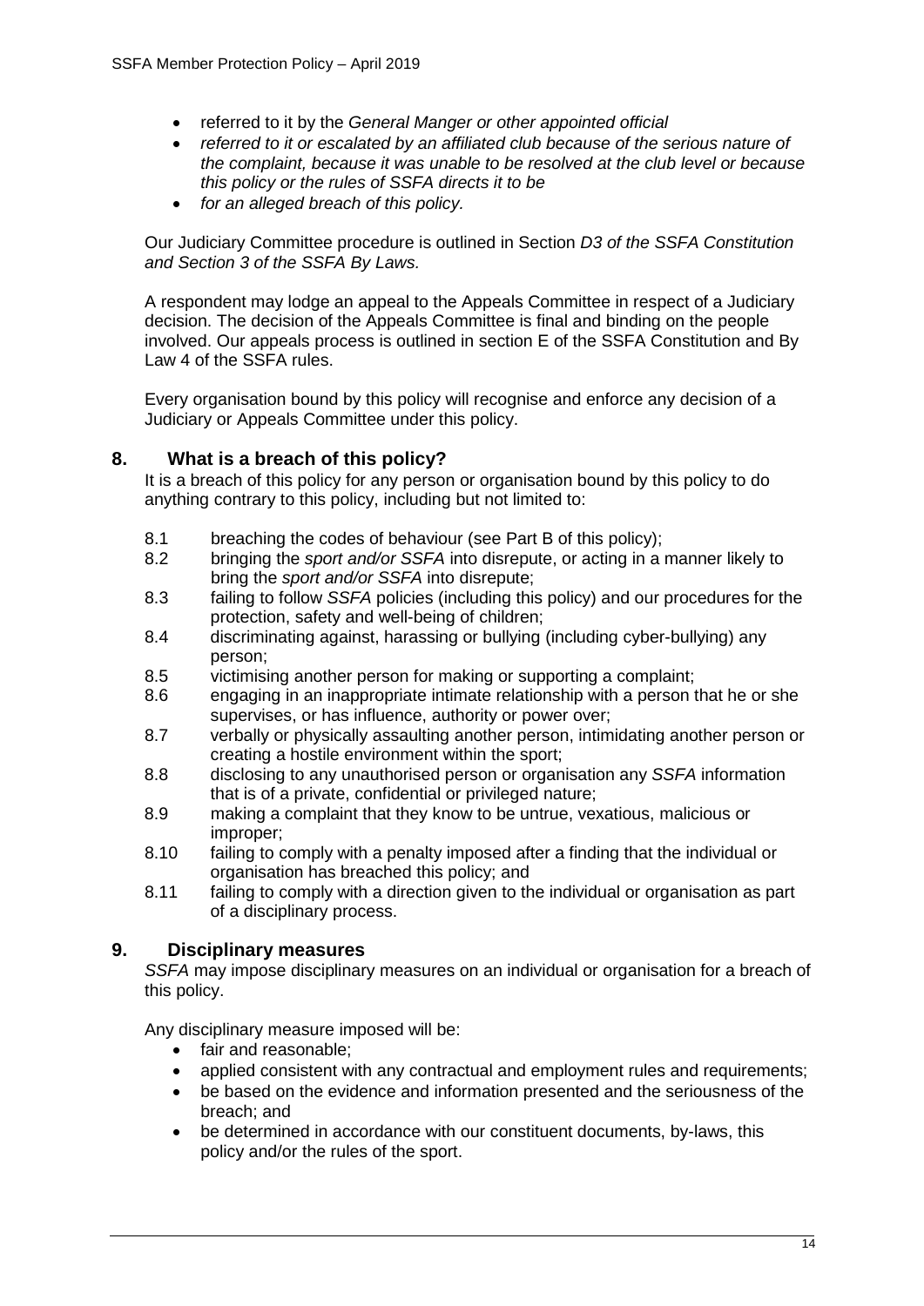- referred to it by the *General Manger or other appointed official*
- *referred to it or escalated by an affiliated club because of the serious nature of the complaint, because it was unable to be resolved at the club level or because this policy or the rules of SSFA directs it to be*
- *for an alleged breach of this policy.*

Our Judiciary Committee procedure is outlined in Section *D3 of the SSFA Constitution and Section 3 of the SSFA By Laws.*

A respondent may lodge an appeal to the Appeals Committee in respect of a Judiciary decision. The decision of the Appeals Committee is final and binding on the people involved. Our appeals process is outlined in section E of the SSFA Constitution and By Law 4 of the SSFA rules.

Every organisation bound by this policy will recognise and enforce any decision of a Judiciary or Appeals Committee under this policy.

## 8. What is a breach of this policy?

It is a breach of this policy for any person or organisation bound by this policy to do anything contrary to this policy, including but not limited to:

8.1 breaching the codes of behaviour (see Part B of this policy);

8.2 bringing the *sport and/or SSFA* into disrepute, or acting in a manner likely to bring the *sport and/or SSFA* into disrepute;

8.3 failing to follow *SSFA* policies (including this policy) and our procedures for the protection, safety and well-being of children;

8.4 discriminating against, harassing or bullying (including cyber-bullying) any person;

8.5 victimising another person for making or supporting a complaint;

8.6 engaging in an inappropriate intimate relationship with a person that he or she supervises, or has influence, authority or power over;

8.7 verbally or physically assaulting another person, intimidating another person or creating a hostile environment within the sport;

8.8 disclosing to any unauthorised person or organisation any *SSFA* information that is of a private, confidential or privileged nature;

8.9 making a complaint that they know to be untrue, vexatious, malicious or improper;

8.10 failing to comply with a penalty imposed after a finding that the individual or organisation has breached this policy; and

8.11 failing to comply with a direction given to the individual or organisation as part of a disciplinary process.

## 9. Disciplinary measures

*SSFA* may impose disciplinary measures on an individual or organisation for a breach of this policy.

Any disciplinary measure imposed will be:

- fair and reasonable;
- applied consistent with any contractual and employment rules and requirements;
- be based on the evidence and information presented and the seriousness of the breach; and
- be determined in accordance with our constituent documents, by-laws, this policy and/or the rules of the sport.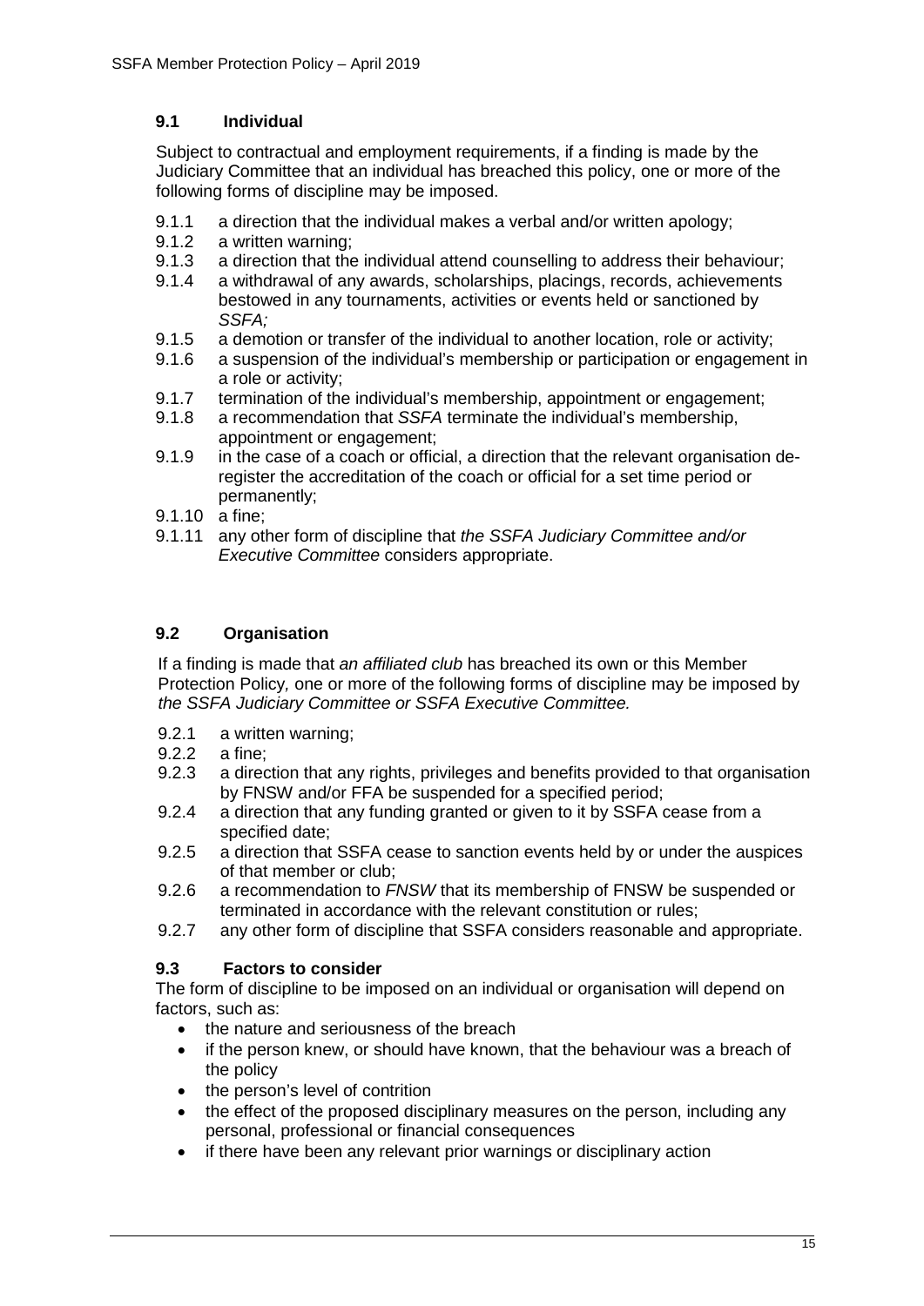### 9.1 Individual

Subject to contractual and employment requirements, if a finding is made by the Judiciary Committee that an individual has breached this policy, one or more of the following forms of discipline may be imposed.

9.1.1 a direction that the individual makes a verbal and/or written apology;

9.1.2 a written warning;

9.1.3 a direction that the individual attend counselling to address their behaviour;

9.1.4 a withdrawal of any awards, scholarships, placings, records, achievements bestowed in any tournaments, activities or events held or sanctioned by *SSFA;*

9.1.5 a demotion or transfer of the individual to another location, role or activity;

9.1.6 a suspension of the individual's membership or participation or engagement in a role or activity;

9.1.7 termination of the individual's membership, appointment or engagement;

9.1.8 a recommendation that *SSFA* terminate the individual's membership, appointment or engagement;

9.1.9 in the case of a coach or official, a direction that the relevant organisation de-register the accreditation of the coach or official for a set time period or permanently;

9.1.10 a fine;

9.1.11 any other form of discipline that *the SSFA Judiciary Committee and/or Executive Committee* considers appropriate.

### 9.2 Organisation

If a finding is made that *an affiliated club* has breached its own or this Member Protection Policy*,* one or more of the following forms of discipline may be imposed by *the SSFA Judiciary Committee or SSFA Executive Committee.*

9.2.1 a written warning;

9.2.2 a fine;

9.2.3 a direction that any rights, privileges and benefits provided to that organisation by FNSW and/or FFA be suspended for a specified period;

9.2.4 a direction that any funding granted or given to it by SSFA cease from a specified date;

9.2.5 a direction that SSFA cease to sanction events held by or under the auspices of that member or club;

9.2.6 a recommendation to *FNSW* that its membership of FNSW be suspended or terminated in accordance with the relevant constitution or rules;

9.2.7 any other form of discipline that SSFA considers reasonable and appropriate.

### 9.3 Factors to consider

The form of discipline to be imposed on an individual or organisation will depend on factors, such as:

- the nature and seriousness of the breach
- if the person knew, or should have known, that the behaviour was a breach of the policy
- the person's level of contrition
- the effect of the proposed disciplinary measures on the person, including any personal, professional or financial consequences
- if there have been any relevant prior warnings or disciplinary action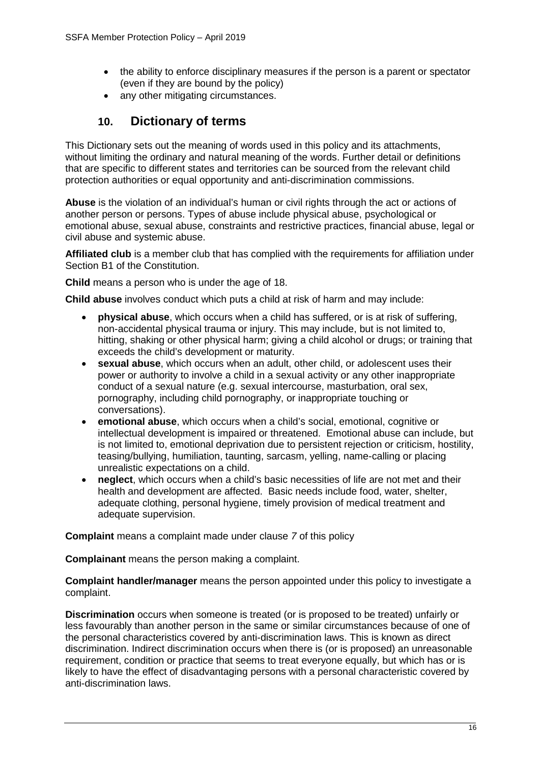- the ability to enforce disciplinary measures if the person is a parent or spectator (even if they are bound by the policy)
- any other mitigating circumstances.

## 10. Dictionary of terms

This Dictionary sets out the meaning of words used in this policy and its attachments, without limiting the ordinary and natural meaning of the words. Further detail or definitions that are specific to different states and territories can be sourced from the relevant child protection authorities or equal opportunity and anti-discrimination commissions.

**Abuse** is the violation of an individual's human or civil rights through the act or actions of another person or persons. Types of abuse include physical abuse, psychological or emotional abuse, sexual abuse, constraints and restrictive practices, financial abuse, legal or civil abuse and systemic abuse.

**Affiliated club** is a member club that has complied with the requirements for affiliation under Section B1 of the Constitution.

**Child** means a person who is under the age of 18.

**Child abuse** involves conduct which puts a child at risk of harm and may include:

- **physical abuse**, which occurs when a child has suffered, or is at risk of suffering, non-accidental physical trauma or injury. This may include, but is not limited to, hitting, shaking or other physical harm; giving a child alcohol or drugs; or training that exceeds the child's development or maturity.
- **sexual abuse**, which occurs when an adult, other child, or adolescent uses their power or authority to involve a child in a sexual activity or any other inappropriate conduct of a sexual nature (e.g. sexual intercourse, masturbation, oral sex, pornography, including child pornography, or inappropriate touching or conversations).
- **emotional abuse**, which occurs when a child's social, emotional, cognitive or intellectual development is impaired or threatened. Emotional abuse can include, but is not limited to, emotional deprivation due to persistent rejection or criticism, hostility, teasing/bullying, humiliation, taunting, sarcasm, yelling, name-calling or placing unrealistic expectations on a child.
- **neglect**, which occurs when a child's basic necessities of life are not met and their health and development are affected. Basic needs include food, water, shelter, adequate clothing, personal hygiene, timely provision of medical treatment and adequate supervision.

**Complaint** means a complaint made under clause *7* of this policy

**Complainant** means the person making a complaint.

**Complaint handler/manager** means the person appointed under this policy to investigate a complaint.

**Discrimination** occurs when someone is treated (or is proposed to be treated) unfairly or less favourably than another person in the same or similar circumstances because of one of the personal characteristics covered by anti-discrimination laws. This is known as direct discrimination. Indirect discrimination occurs when there is (or is proposed) an unreasonable requirement, condition or practice that seems to treat everyone equally, but which has or is likely to have the effect of disadvantaging persons with a personal characteristic covered by anti-discrimination laws.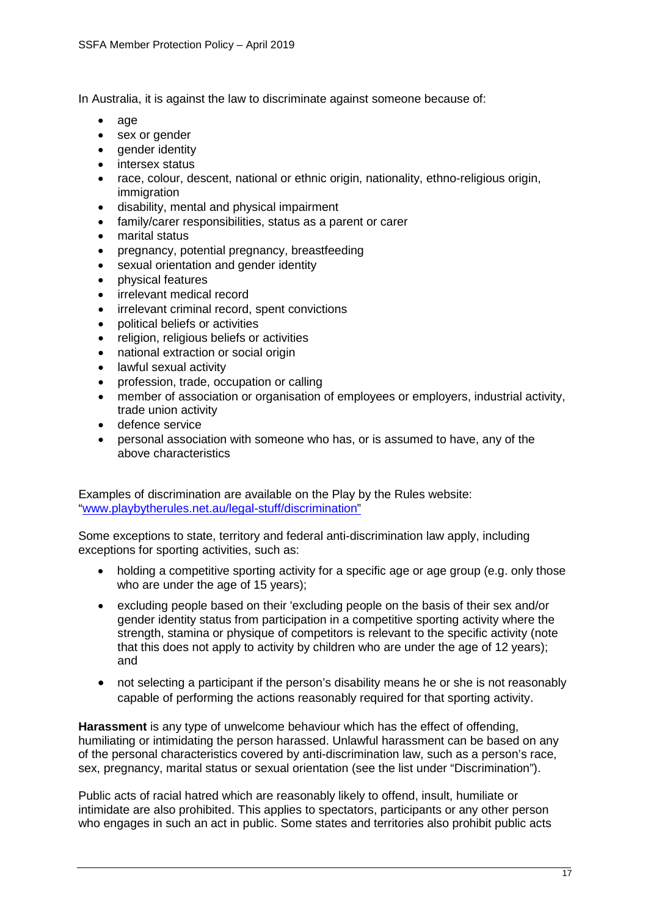In Australia, it is against the law to discriminate against someone because of:

- age
- sex or gender
- gender identity
- intersex status
- race, colour, descent, national or ethnic origin, nationality, ethno-religious origin, immigration
- disability, mental and physical impairment
- family/carer responsibilities, status as a parent or carer
- marital status
- pregnancy, potential pregnancy, breastfeeding
- sexual orientation and gender identity
- physical features
- irrelevant medical record
- irrelevant criminal record, spent convictions
- political beliefs or activities
- religion, religious beliefs or activities
- national extraction or social origin
- lawful sexual activity
- profession, trade, occupation or calling
- member of association or organisation of employees or employers, industrial activity, trade union activity
- defence service
- personal association with someone who has, or is assumed to have, any of the above characteristics

Examples of discrimination are available on the Play by the Rules website: "[www.playbytherules.net.au/legal-stuff/discrimination](http://www.playbytherules.net.au/legal-stuff/discrimination)"

Some exceptions to state, territory and federal anti-discrimination law apply, including exceptions for sporting activities, such as:

- holding a competitive sporting activity for a specific age or age group (e.g. only those who are under the age of 15 years);
- excluding people based on their 'excluding people on the basis of their sex and/or gender identity status from participation in a competitive sporting activity where the strength, stamina or physique of competitors is relevant to the specific activity (note that this does not apply to activity by children who are under the age of 12 years); and
- not selecting a participant if the person's disability means he or she is not reasonably capable of performing the actions reasonably required for that sporting activity.

**Harassment** is any type of unwelcome behaviour which has the effect of offending, humiliating or intimidating the person harassed. Unlawful harassment can be based on any of the personal characteristics covered by anti-discrimination law, such as a person's race, sex, pregnancy, marital status or sexual orientation (see the list under "Discrimination").

Public acts of racial hatred which are reasonably likely to offend, insult, humiliate or intimidate are also prohibited. This applies to spectators, participants or any other person who engages in such an act in public. Some states and territories also prohibit public acts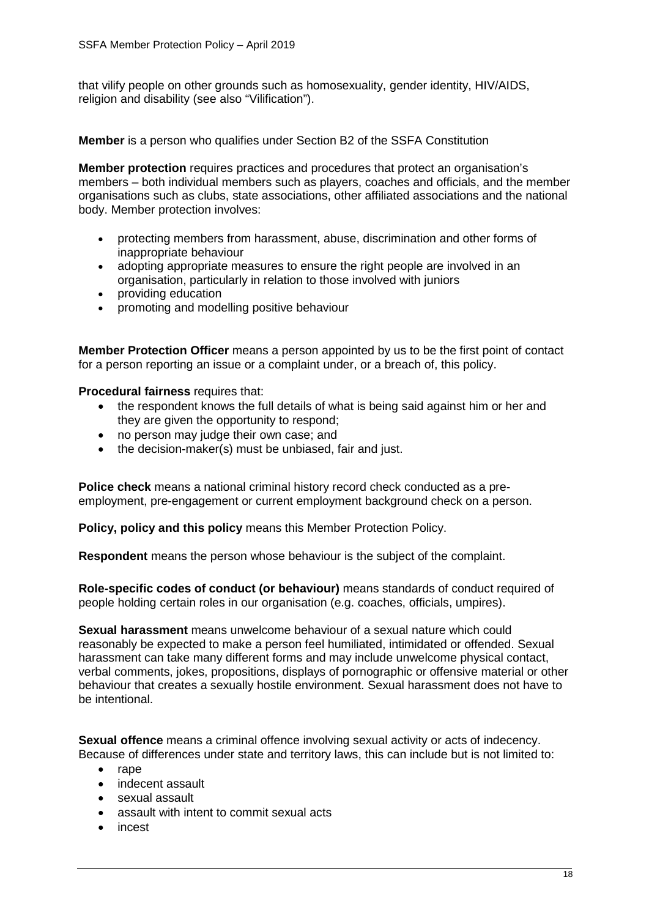that vilify people on other grounds such as homosexuality, gender identity, HIV/AIDS, religion and disability (see also "Vilification").

**Member** is a person who qualifies under Section B2 of the SSFA Constitution

**Member protection** requires practices and procedures that protect an organisation's members – both individual members such as players, coaches and officials, and the member organisations such as clubs, state associations, other affiliated associations and the national body. Member protection involves:

- protecting members from harassment, abuse, discrimination and other forms of inappropriate behaviour
- adopting appropriate measures to ensure the right people are involved in an organisation, particularly in relation to those involved with juniors
- providing education
- promoting and modelling positive behaviour

**Member Protection Officer** means a person appointed by us to be the first point of contact for a person reporting an issue or a complaint under, or a breach of, this policy.

**Procedural fairness** requires that:

- the respondent knows the full details of what is being said against him or her and they are given the opportunity to respond;
- no person may judge their own case; and
- the decision-maker(s) must be unbiased, fair and just.

**Police check** means a national criminal history record check conducted as a pre-employment, pre-engagement or current employment background check on a person.

**Policy, policy and this policy** means this Member Protection Policy.

**Respondent** means the person whose behaviour is the subject of the complaint.

**Role-specific codes of conduct (or behaviour)** means standards of conduct required of people holding certain roles in our organisation (e.g. coaches, officials, umpires).

**Sexual harassment** means unwelcome behaviour of a sexual nature which could reasonably be expected to make a person feel humiliated, intimidated or offended. Sexual harassment can take many different forms and may include unwelcome physical contact, verbal comments, jokes, propositions, displays of pornographic or offensive material or other behaviour that creates a sexually hostile environment. Sexual harassment does not have to be intentional.

**Sexual offence** means a criminal offence involving sexual activity or acts of indecency. Because of differences under state and territory laws, this can include but is not limited to:

- rape
- indecent assault
- sexual assault
- assault with intent to commit sexual acts
- incest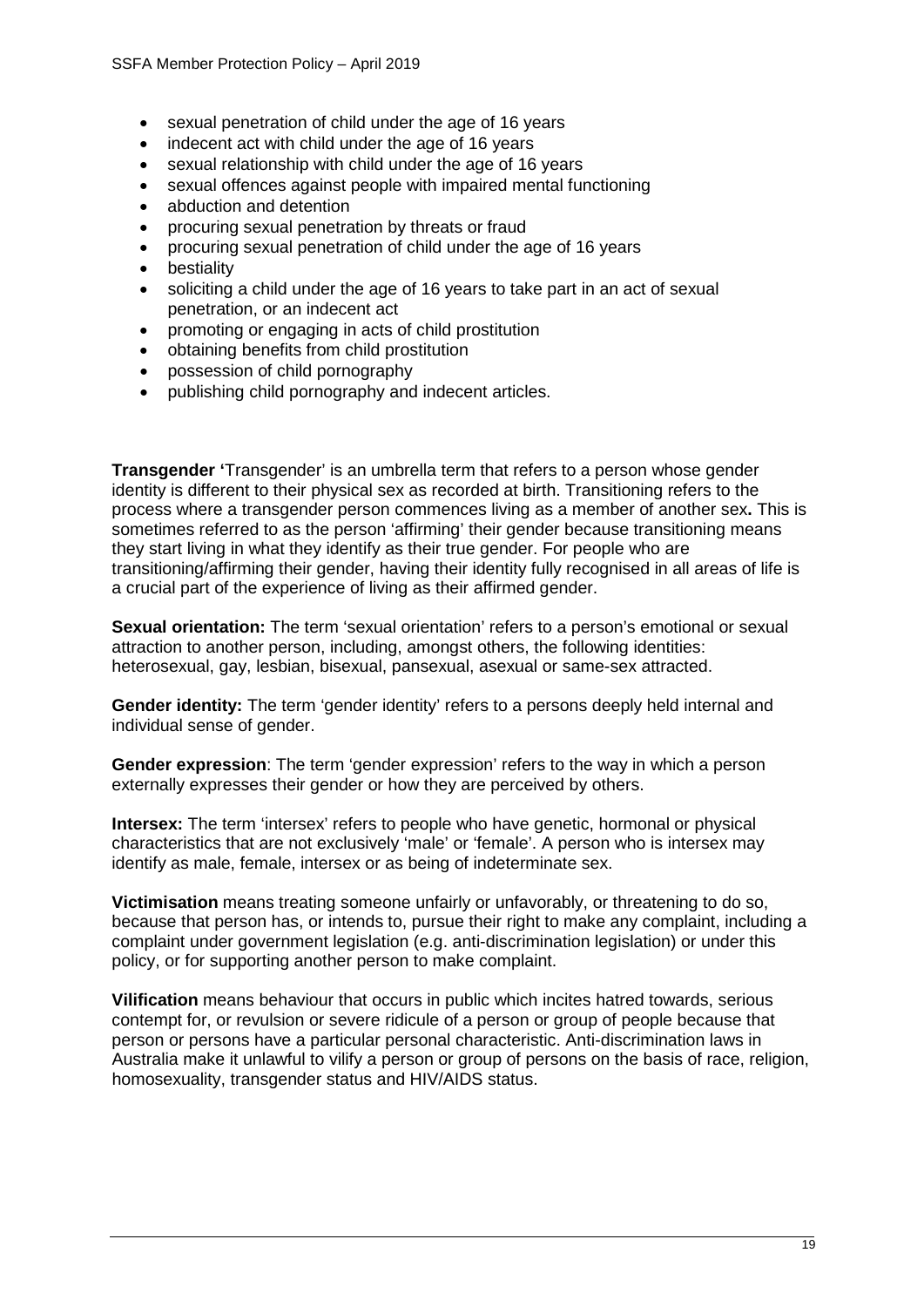- sexual penetration of child under the age of 16 years
- indecent act with child under the age of 16 years
- sexual relationship with child under the age of 16 years
- sexual offences against people with impaired mental functioning
- abduction and detention
- procuring sexual penetration by threats or fraud
- procuring sexual penetration of child under the age of 16 years
- bestiality
- soliciting a child under the age of 16 years to take part in an act of sexual penetration, or an indecent act
- promoting or engaging in acts of child prostitution
- obtaining benefits from child prostitution
- possession of child pornography
- publishing child pornography and indecent articles.

**Transgender '**Transgender' is an umbrella term that refers to a person whose gender identity is different to their physical sex as recorded at birth. Transitioning refers to the process where a transgender person commences living as a member of another sex**.** This is sometimes referred to as the person 'affirming' their gender because transitioning means they start living in what they identify as their true gender. For people who are transitioning/affirming their gender, having their identity fully recognised in all areas of life is a crucial part of the experience of living as their affirmed gender.

**Sexual orientation:** The term 'sexual orientation' refers to a person's emotional or sexual attraction to another person, including, amongst others, the following identities: heterosexual, gay, lesbian, bisexual, pansexual, asexual or same-sex attracted.

**Gender identity:** The term 'gender identity' refers to a persons deeply held internal and individual sense of gender.

**Gender expression**: The term 'gender expression' refers to the way in which a person externally expresses their gender or how they are perceived by others.

**Intersex:** The term 'intersex' refers to people who have genetic, hormonal or physical characteristics that are not exclusively 'male' or 'female'. A person who is intersex may identify as male, female, intersex or as being of indeterminate sex.

**Victimisation** means treating someone unfairly or unfavorably, or threatening to do so, because that person has, or intends to, pursue their right to make any complaint, including a complaint under government legislation (e.g. anti-discrimination legislation) or under this policy, or for supporting another person to make complaint.

**Vilification** means behaviour that occurs in public which incites hatred towards, serious contempt for, or revulsion or severe ridicule of a person or group of people because that person or persons have a particular personal characteristic. Anti-discrimination laws in Australia make it unlawful to vilify a person or group of persons on the basis of race, religion, homosexuality, transgender status and HIV/AIDS status.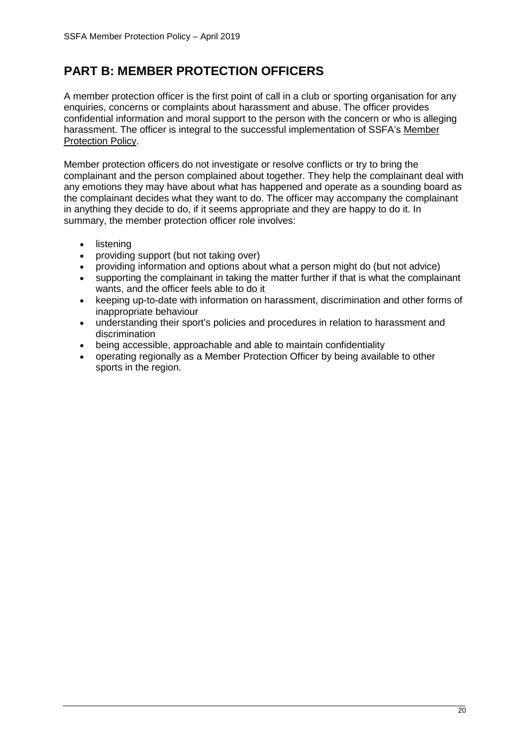# PART B: MEMBER PROTECTION OFFICERS

A member protection officer is the first point of call in a club or sporting organisation for any enquiries, concerns or complaints about harassment and abuse. The officer provides confidential information and moral support to the person with the concern or who is alleging harassment. The officer is integral to the successful implementation of SSFA's Member Protection Policy.

Member protection officers do not investigate or resolve conflicts or try to bring the complainant and the person complained about together. They help the complainant deal with any emotions they may have about what has happened and operate as a sounding board as the complainant decides what they want to do. The officer may accompany the complainant in anything they decide to do, if it seems appropriate and they are happy to do it. In summary, the member protection officer role involves:

- listening
- providing support (but not taking over)
- providing information and options about what a person might do (but not advice)
- supporting the complainant in taking the matter further if that is what the complainant wants, and the officer feels able to do it
- keeping up-to-date with information on harassment, discrimination and other forms of inappropriate behaviour
- understanding their sport's policies and procedures in relation to harassment and discrimination
- being accessible, approachable and able to maintain confidentiality
- operating regionally as a Member Protection Officer by being available to other sports in the region.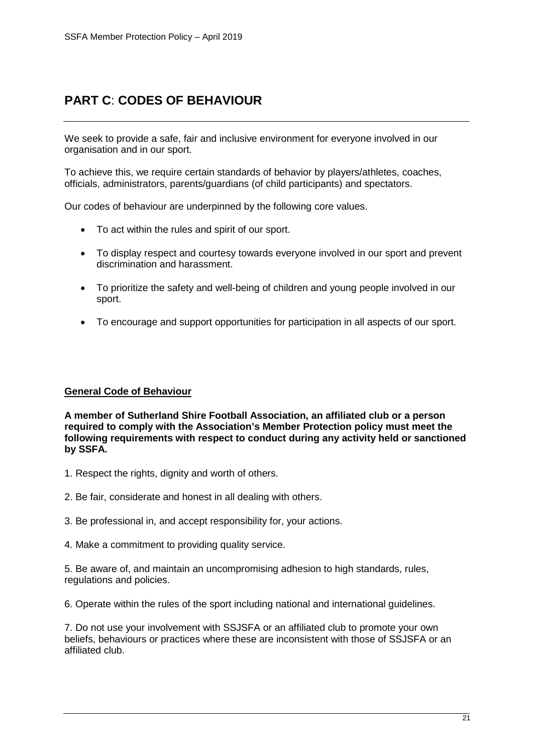# PART C: CODES OF BEHAVIOUR

We seek to provide a safe, fair and inclusive environment for everyone involved in our organisation and in our sport.

To achieve this, we require certain standards of behavior by players/athletes, coaches, officials, administrators, parents/guardians (of child participants) and spectators.

Our codes of behaviour are underpinned by the following core values.

- To act within the rules and spirit of our sport.
- To display respect and courtesy towards everyone involved in our sport and prevent discrimination and harassment.
- To prioritize the safety and well-being of children and young people involved in our sport.
- To encourage and support opportunities for participation in all aspects of our sport.

## General Code of Behaviour

**A member of Sutherland Shire Football Association, an affiliated club or a person required to comply with the Association's Member Protection policy must meet the following requirements with respect to conduct during any activity held or sanctioned by SSFA.**

1. Respect the rights, dignity and worth of others.

2. Be fair, considerate and honest in all dealing with others.

3. Be professional in, and accept responsibility for, your actions.

4. Make a commitment to providing quality service.

5. Be aware of, and maintain an uncompromising adhesion to high standards, rules, regulations and policies.

6. Operate within the rules of the sport including national and international guidelines.

7. Do not use your involvement with SSJSFA or an affiliated club to promote your own beliefs, behaviours or practices where these are inconsistent with those of SSJSFA or an affiliated club.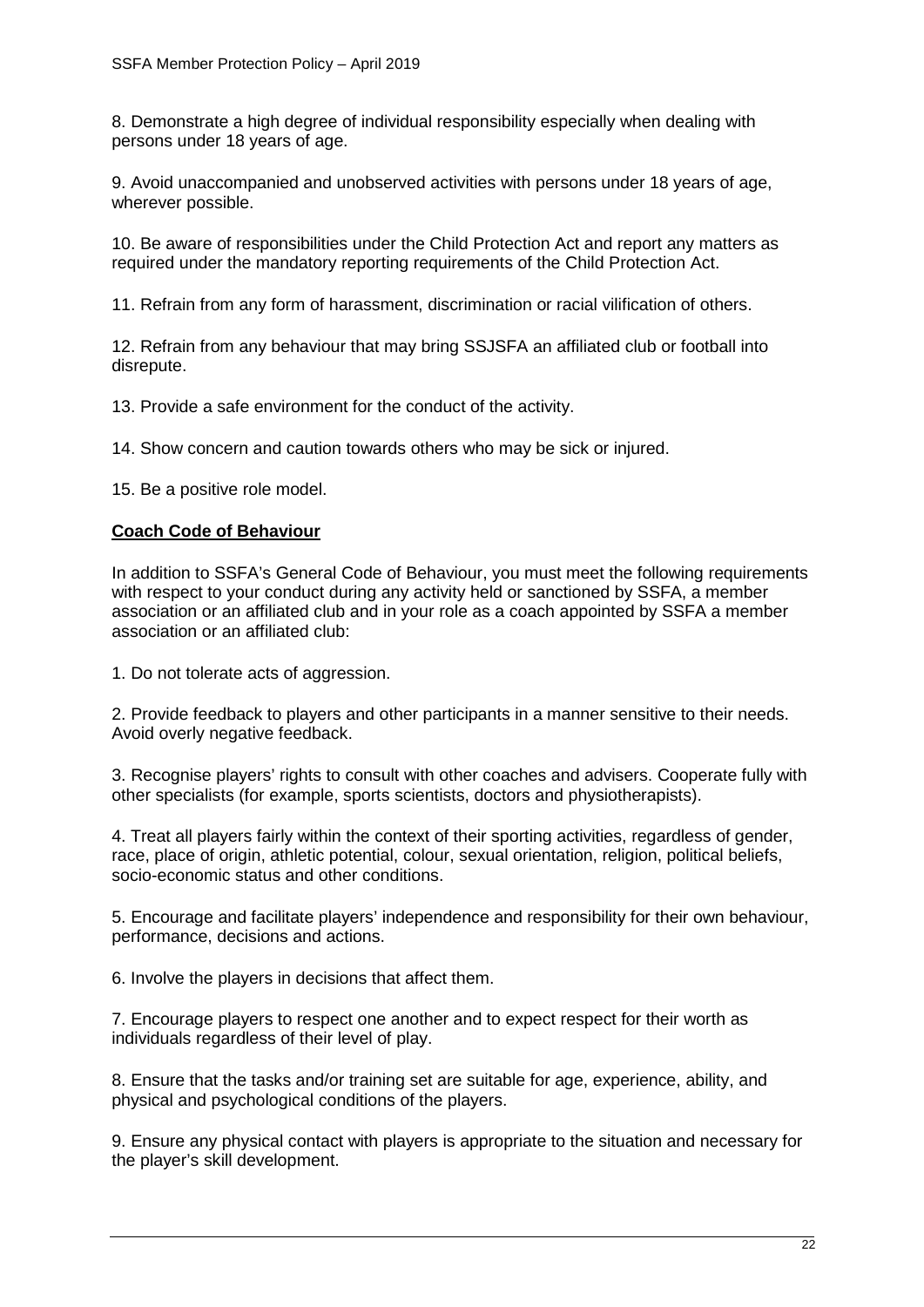8. Demonstrate a high degree of individual responsibility especially when dealing with persons under 18 years of age.

9. Avoid unaccompanied and unobserved activities with persons under 18 years of age, wherever possible.

10. Be aware of responsibilities under the Child Protection Act and report any matters as required under the mandatory reporting requirements of the Child Protection Act.

11. Refrain from any form of harassment, discrimination or racial vilification of others.

12. Refrain from any behaviour that may bring SSJSFA an affiliated club or football into disrepute.

13. Provide a safe environment for the conduct of the activity.

14. Show concern and caution towards others who may be sick or injured.

15. Be a positive role model.

**Coach Code of Behaviour**

In addition to SSFA's General Code of Behaviour, you must meet the following requirements with respect to your conduct during any activity held or sanctioned by SSFA, a member association or an affiliated club and in your role as a coach appointed by SSFA a member association or an affiliated club:

1. Do not tolerate acts of aggression.

2. Provide feedback to players and other participants in a manner sensitive to their needs. Avoid overly negative feedback.

3. Recognise players' rights to consult with other coaches and advisers. Cooperate fully with other specialists (for example, sports scientists, doctors and physiotherapists).

4. Treat all players fairly within the context of their sporting activities, regardless of gender, race, place of origin, athletic potential, colour, sexual orientation, religion, political beliefs, socio-economic status and other conditions.

5. Encourage and facilitate players' independence and responsibility for their own behaviour, performance, decisions and actions.

6. Involve the players in decisions that affect them.

7. Encourage players to respect one another and to expect respect for their worth as individuals regardless of their level of play.

8. Ensure that the tasks and/or training set are suitable for age, experience, ability, and physical and psychological conditions of the players.

9. Ensure any physical contact with players is appropriate to the situation and necessary for the player's skill development.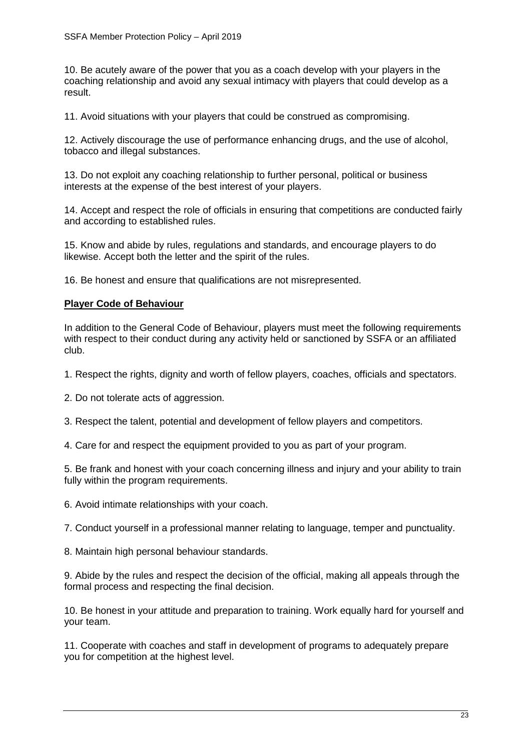10. Be acutely aware of the power that you as a coach develop with your players in the coaching relationship and avoid any sexual intimacy with players that could develop as a result.

11. Avoid situations with your players that could be construed as compromising.

12. Actively discourage the use of performance enhancing drugs, and the use of alcohol, tobacco and illegal substances.

13. Do not exploit any coaching relationship to further personal, political or business interests at the expense of the best interest of your players.

14. Accept and respect the role of officials in ensuring that competitions are conducted fairly and according to established rules.

15. Know and abide by rules, regulations and standards, and encourage players to do likewise. Accept both the letter and the spirit of the rules.

16. Be honest and ensure that qualifications are not misrepresented.

**Player Code of Behaviour**

In addition to the General Code of Behaviour, players must meet the following requirements with respect to their conduct during any activity held or sanctioned by SSFA or an affiliated club.

1. Respect the rights, dignity and worth of fellow players, coaches, officials and spectators.

2. Do not tolerate acts of aggression.

3. Respect the talent, potential and development of fellow players and competitors.

4. Care for and respect the equipment provided to you as part of your program.

5. Be frank and honest with your coach concerning illness and injury and your ability to train fully within the program requirements.

6. Avoid intimate relationships with your coach.

7. Conduct yourself in a professional manner relating to language, temper and punctuality.

8. Maintain high personal behaviour standards.

9. Abide by the rules and respect the decision of the official, making all appeals through the formal process and respecting the final decision.

10. Be honest in your attitude and preparation to training. Work equally hard for yourself and your team.

11. Cooperate with coaches and staff in development of programs to adequately prepare you for competition at the highest level.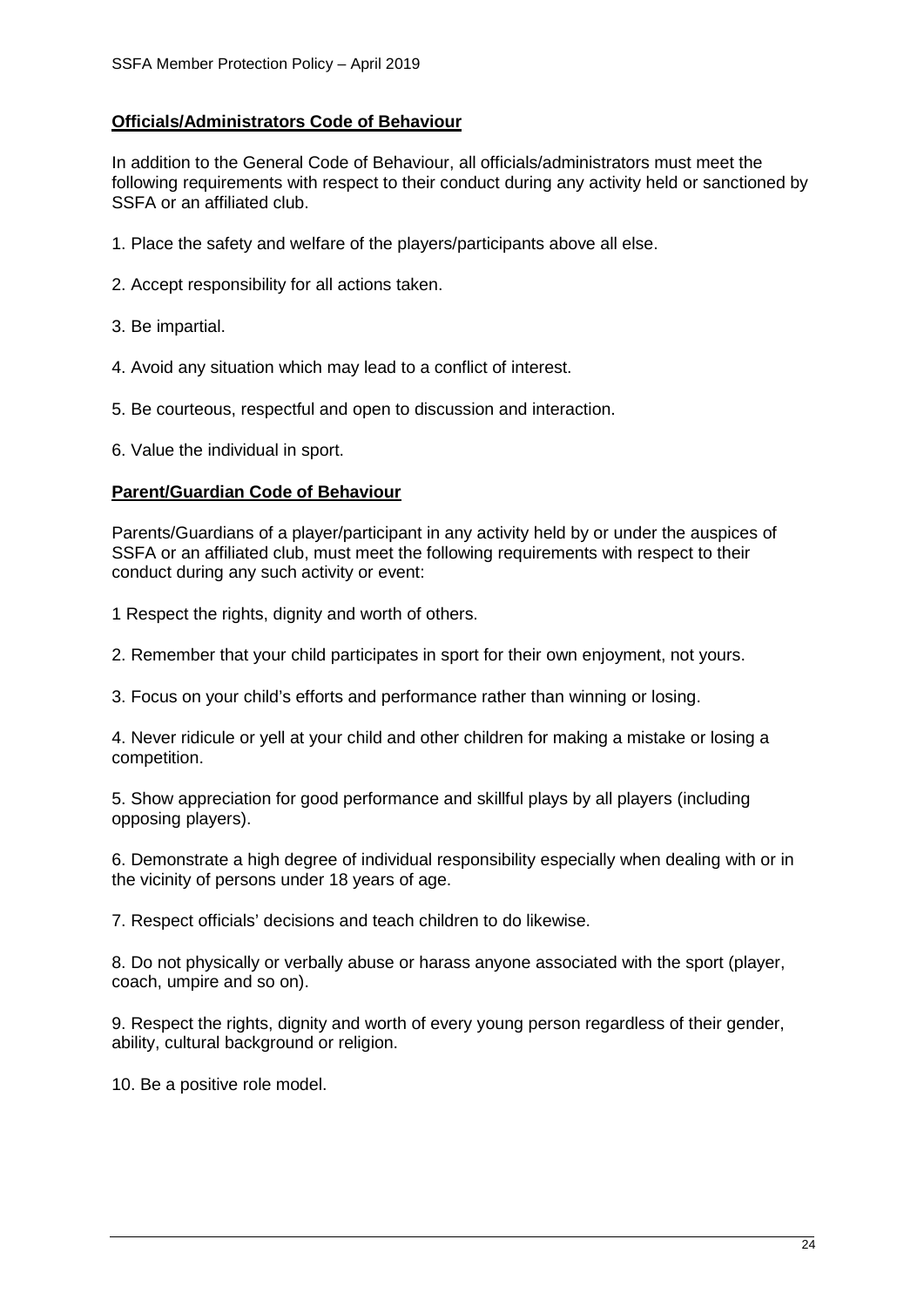## Officials/Administrators Code of Behaviour

In addition to the General Code of Behaviour, all officials/administrators must meet the following requirements with respect to their conduct during any activity held or sanctioned by SSFA or an affiliated club.

1. Place the safety and welfare of the players/participants above all else.

2. Accept responsibility for all actions taken.

3. Be impartial.

4. Avoid any situation which may lead to a conflict of interest.

5. Be courteous, respectful and open to discussion and interaction.

6. Value the individual in sport.

## Parent/Guardian Code of Behaviour

Parents/Guardians of a player/participant in any activity held by or under the auspices of SSFA or an affiliated club, must meet the following requirements with respect to their conduct during any such activity or event:

1 Respect the rights, dignity and worth of others.

2. Remember that your child participates in sport for their own enjoyment, not yours.

3. Focus on your child's efforts and performance rather than winning or losing.

4. Never ridicule or yell at your child and other children for making a mistake or losing a competition.

5. Show appreciation for good performance and skillful plays by all players (including opposing players).

6. Demonstrate a high degree of individual responsibility especially when dealing with or in the vicinity of persons under 18 years of age.

7. Respect officials' decisions and teach children to do likewise.

8. Do not physically or verbally abuse or harass anyone associated with the sport (player, coach, umpire and so on).

9. Respect the rights, dignity and worth of every young person regardless of their gender, ability, cultural background or religion.

10. Be a positive role model.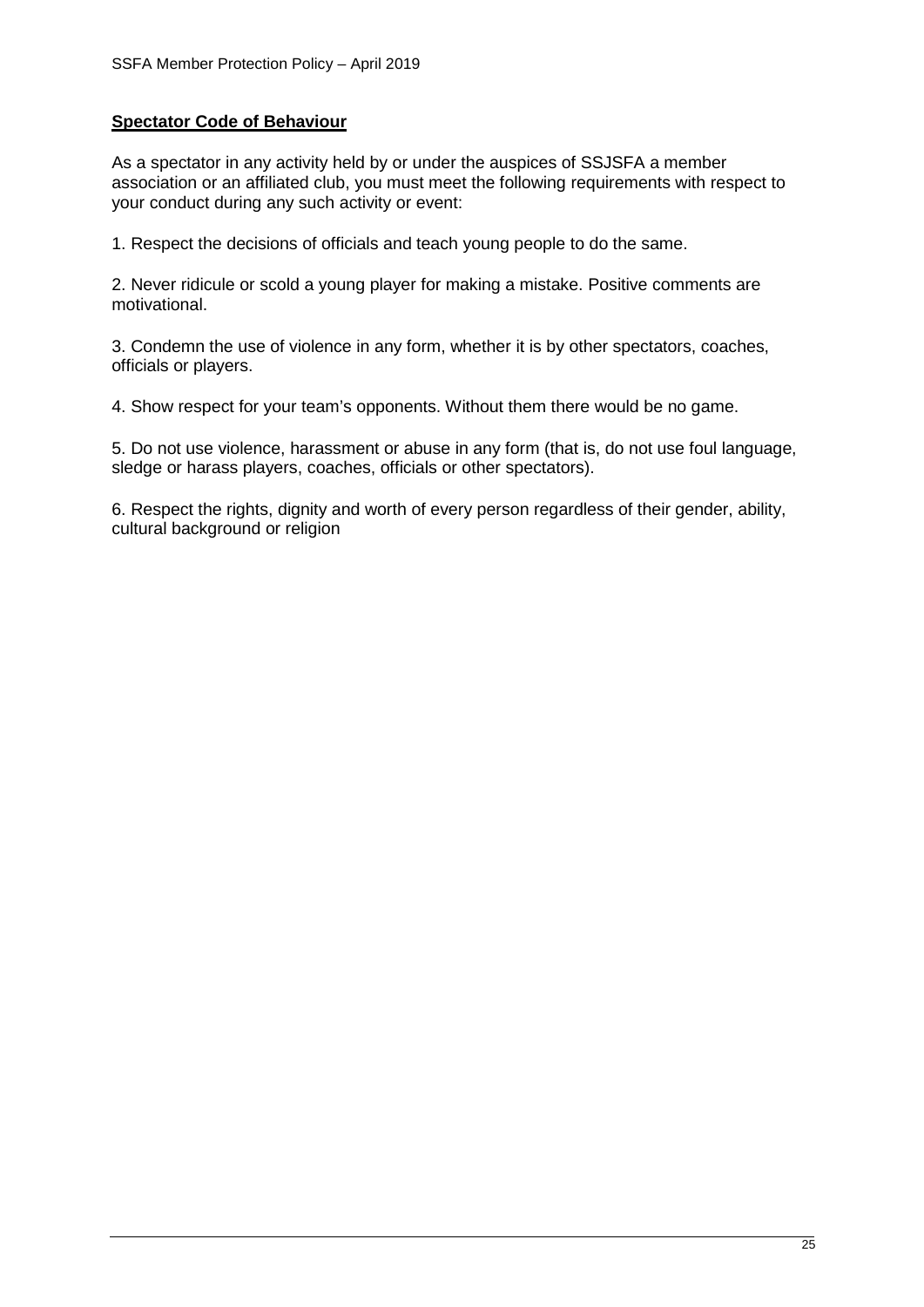**Spectator Code of Behaviour**

As a spectator in any activity held by or under the auspices of SSJSFA a member association or an affiliated club, you must meet the following requirements with respect to your conduct during any such activity or event:

1. Respect the decisions of officials and teach young people to do the same.

2. Never ridicule or scold a young player for making a mistake. Positive comments are motivational.

3. Condemn the use of violence in any form, whether it is by other spectators, coaches, officials or players.

4. Show respect for your team's opponents. Without them there would be no game.

5. Do not use violence, harassment or abuse in any form (that is, do not use foul language, sledge or harass players, coaches, officials or other spectators).

6. Respect the rights, dignity and worth of every person regardless of their gender, ability, cultural background or religion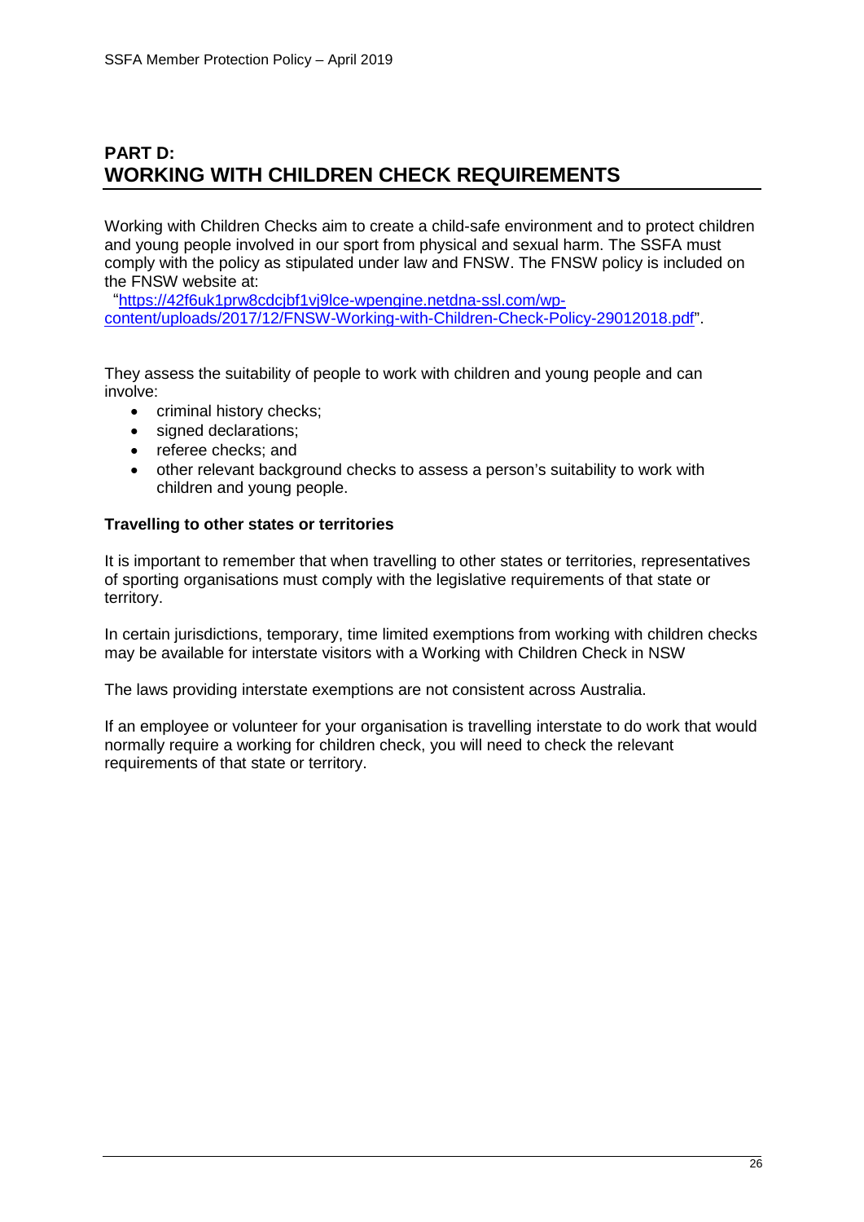# PART D:
# WORKING WITH CHILDREN CHECK REQUIREMENTS

Working with Children Checks aim to create a child-safe environment and to protect children and young people involved in our sport from physical and sexual harm. The SSFA must comply with the policy as stipulated under law and FNSW. The FNSW policy is included on the FNSW website at:
"[https://42f6uk1prw8cdcjbf1vj9lce-wpengine.netdna-ssl.com/wp-content/uploads/2017/12/FNSW-Working-with-Children-Check-Policy-29012018.pdf](https://42f6uk1prw8cdcjbf1vj9lce-wpengine.netdna-ssl.com/wp-content/uploads/2017/12/FNSW-Working-with-Children-Check-Policy-29012018.pdf)".

They assess the suitability of people to work with children and young people and can involve:

- criminal history checks;
- signed declarations;
- referee checks; and
- other relevant background checks to assess a person's suitability to work with children and young people.

**Travelling to other states or territories**

It is important to remember that when travelling to other states or territories, representatives of sporting organisations must comply with the legislative requirements of that state or territory.

In certain jurisdictions, temporary, time limited exemptions from working with children checks may be available for interstate visitors with a Working with Children Check in NSW

The laws providing interstate exemptions are not consistent across Australia.

If an employee or volunteer for your organisation is travelling interstate to do work that would normally require a working for children check, you will need to check the relevant requirements of that state or territory.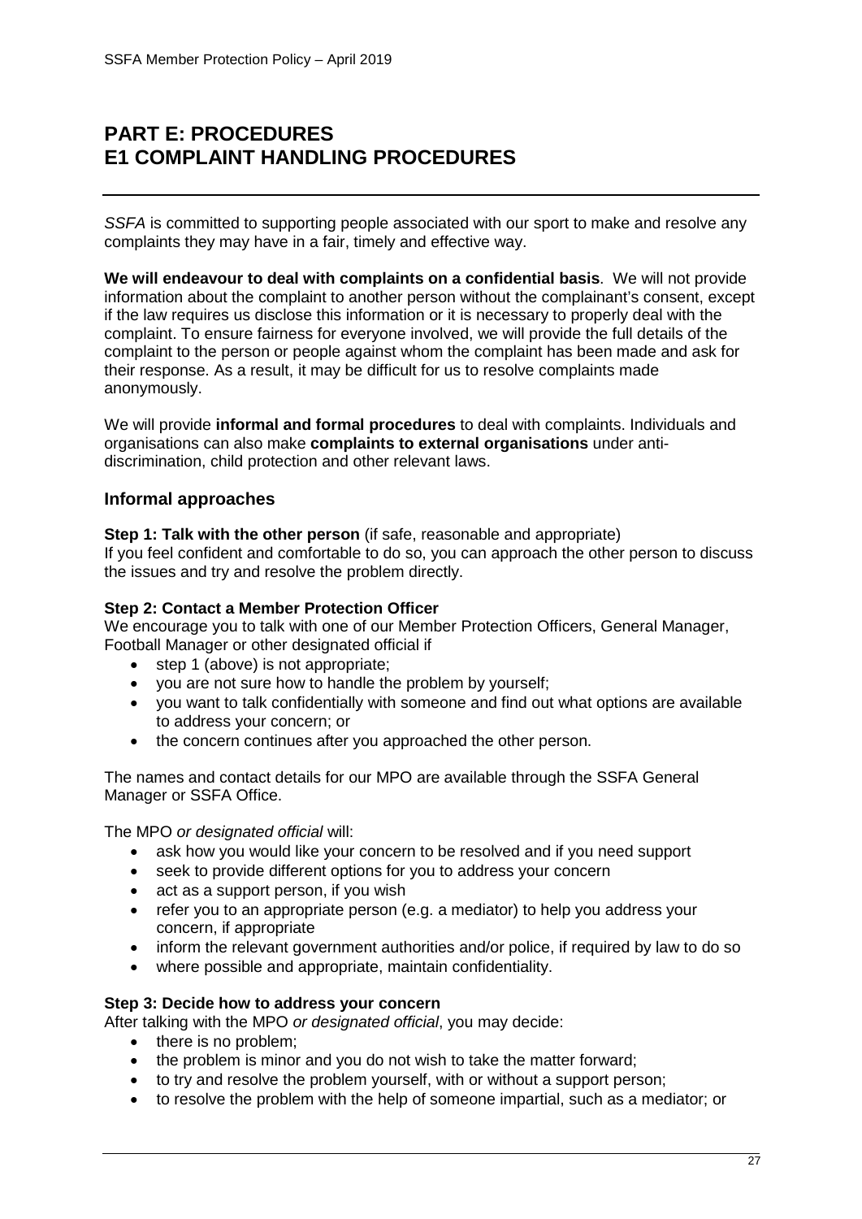# PART E: PROCEDURES
# E1 COMPLAINT HANDLING PROCEDURES

*SSFA* is committed to supporting people associated with our sport to make and resolve any complaints they may have in a fair, timely and effective way.

**We will endeavour to deal with complaints on a confidential basis**. We will not provide information about the complaint to another person without the complainant's consent, except if the law requires us disclose this information or it is necessary to properly deal with the complaint. To ensure fairness for everyone involved, we will provide the full details of the complaint to the person or people against whom the complaint has been made and ask for their response. As a result, it may be difficult for us to resolve complaints made anonymously.

We will provide **informal and formal procedures** to deal with complaints. Individuals and organisations can also make **complaints to external organisations** under anti-discrimination, child protection and other relevant laws.

## Informal approaches

**Step 1: Talk with the other person** (if safe, reasonable and appropriate)
If you feel confident and comfortable to do so, you can approach the other person to discuss the issues and try and resolve the problem directly.

**Step 2: Contact a Member Protection Officer**
We encourage you to talk with one of our Member Protection Officers, General Manager, Football Manager or other designated official if

- step 1 (above) is not appropriate;
- you are not sure how to handle the problem by yourself;
- you want to talk confidentially with someone and find out what options are available to address your concern; or
- the concern continues after you approached the other person.

The names and contact details for our MPO are available through the SSFA General Manager or SSFA Office.

The MPO *or designated official* will:

- ask how you would like your concern to be resolved and if you need support
- seek to provide different options for you to address your concern
- act as a support person, if you wish
- refer you to an appropriate person (e.g. a mediator) to help you address your concern, if appropriate
- inform the relevant government authorities and/or police, if required by law to do so
- where possible and appropriate, maintain confidentiality.

**Step 3: Decide how to address your concern**
After talking with the MPO *or designated official*, you may decide:

- there is no problem;
- the problem is minor and you do not wish to take the matter forward;
- to try and resolve the problem yourself, with or without a support person;
- to resolve the problem with the help of someone impartial, such as a mediator; or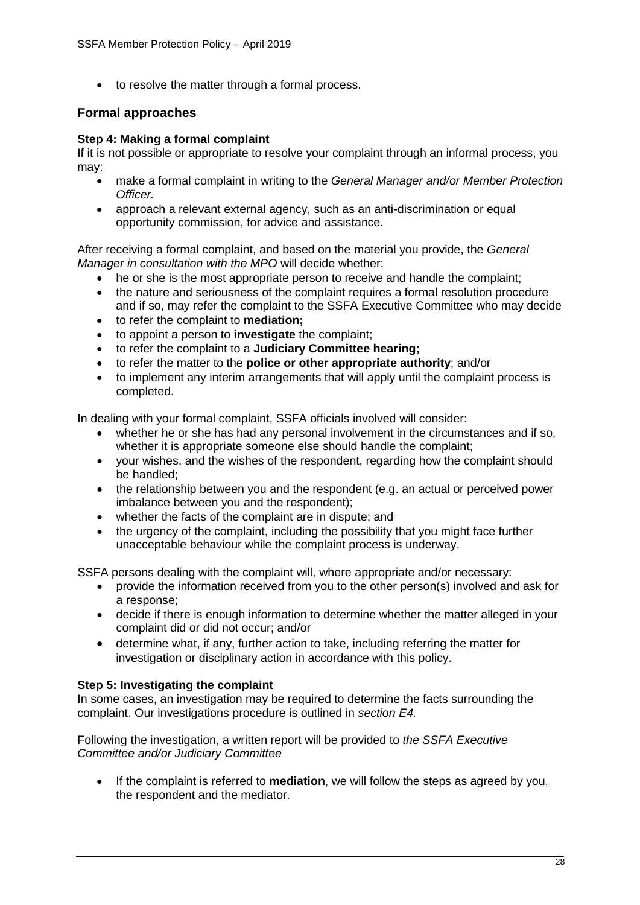- to resolve the matter through a formal process.

## Formal approaches

**Step 4: Making a formal complaint**
If it is not possible or appropriate to resolve your complaint through an informal process, you may:

- make a formal complaint in writing to the *General Manager and/or Member Protection Officer.*
- approach a relevant external agency, such as an anti-discrimination or equal opportunity commission, for advice and assistance.

After receiving a formal complaint, and based on the material you provide, the *General Manager in consultation with the MPO* will decide whether:

- he or she is the most appropriate person to receive and handle the complaint;
- the nature and seriousness of the complaint requires a formal resolution procedure and if so, may refer the complaint to the SSFA Executive Committee who may decide
- to refer the complaint to **mediation;**
- to appoint a person to **investigate** the complaint;
- to refer the complaint to a **Judiciary Committee hearing;**
- to refer the matter to the **police or other appropriate authority**; and/or
- to implement any interim arrangements that will apply until the complaint process is completed.

In dealing with your formal complaint, SSFA officials involved will consider:

- whether he or she has had any personal involvement in the circumstances and if so, whether it is appropriate someone else should handle the complaint;
- your wishes, and the wishes of the respondent, regarding how the complaint should be handled;
- the relationship between you and the respondent (e.g. an actual or perceived power imbalance between you and the respondent);
- whether the facts of the complaint are in dispute; and
- the urgency of the complaint, including the possibility that you might face further unacceptable behaviour while the complaint process is underway.

SSFA persons dealing with the complaint will, where appropriate and/or necessary:

- provide the information received from you to the other person(s) involved and ask for a response;
- decide if there is enough information to determine whether the matter alleged in your complaint did or did not occur; and/or
- determine what, if any, further action to take, including referring the matter for investigation or disciplinary action in accordance with this policy.

**Step 5: Investigating the complaint**
In some cases, an investigation may be required to determine the facts surrounding the complaint. Our investigations procedure is outlined in *section E4.*

Following the investigation, a written report will be provided to *the SSFA Executive Committee and/or Judiciary Committee*

- If the complaint is referred to **mediation**, we will follow the steps as agreed by you, the respondent and the mediator.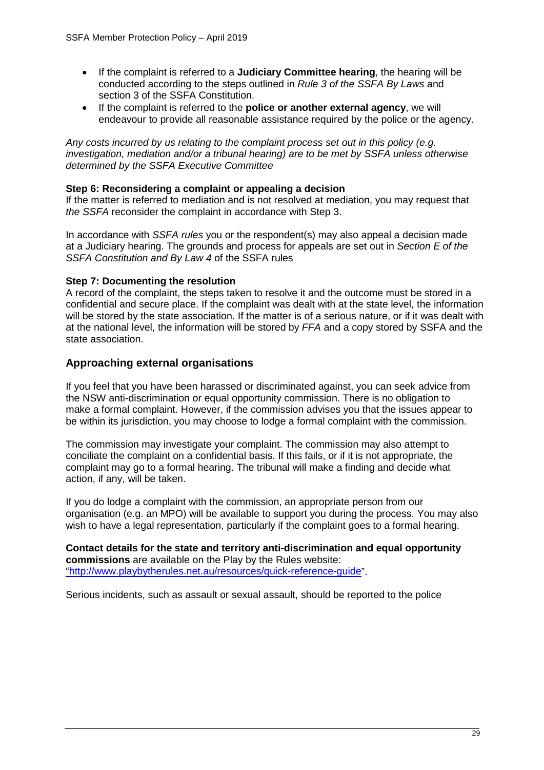- If the complaint is referred to a **Judiciary Committee hearing**, the hearing will be conducted according to the steps outlined in *Rule 3 of the SSFA By Laws* and section 3 of the SSFA Constitution.
- If the complaint is referred to the **police or another external agency**, we will endeavour to provide all reasonable assistance required by the police or the agency.

*Any costs incurred by us relating to the complaint process set out in this policy (e.g. investigation, mediation and/or a tribunal hearing) are to be met by SSFA unless otherwise determined by the SSFA Executive Committee*

**Step 6: Reconsidering a complaint or appealing a decision**

If the matter is referred to mediation and is not resolved at mediation, you may request that *the SSFA* reconsider the complaint in accordance with Step 3.

In accordance with *SSFA rules* you or the respondent(s) may also appeal a decision made at a Judiciary hearing. The grounds and process for appeals are set out in *Section E of the SSFA Constitution and By Law 4* of the SSFA rules

**Step 7: Documenting the resolution**

A record of the complaint, the steps taken to resolve it and the outcome must be stored in a confidential and secure place. If the complaint was dealt with at the state level, the information will be stored by the state association. If the matter is of a serious nature, or if it was dealt with at the national level, the information will be stored by *FFA* and a copy stored by SSFA and the state association.

## Approaching external organisations

If you feel that you have been harassed or discriminated against, you can seek advice from the NSW anti-discrimination or equal opportunity commission. There is no obligation to make a formal complaint. However, if the commission advises you that the issues appear to be within its jurisdiction, you may choose to lodge a formal complaint with the commission.

The commission may investigate your complaint. The commission may also attempt to conciliate the complaint on a confidential basis. If this fails, or if it is not appropriate, the complaint may go to a formal hearing. The tribunal will make a finding and decide what action, if any, will be taken.

If you do lodge a complaint with the commission, an appropriate person from our organisation (e.g. an MPO) will be available to support you during the process. You may also wish to have a legal representation, particularly if the complaint goes to a formal hearing.

**Contact details for the state and territory anti-discrimination and equal opportunity commissions** are available on the Play by the Rules website: "http://www.playbytherules.net.au/resources/quick-reference-guide".

Serious incidents, such as assault or sexual assault, should be reported to the police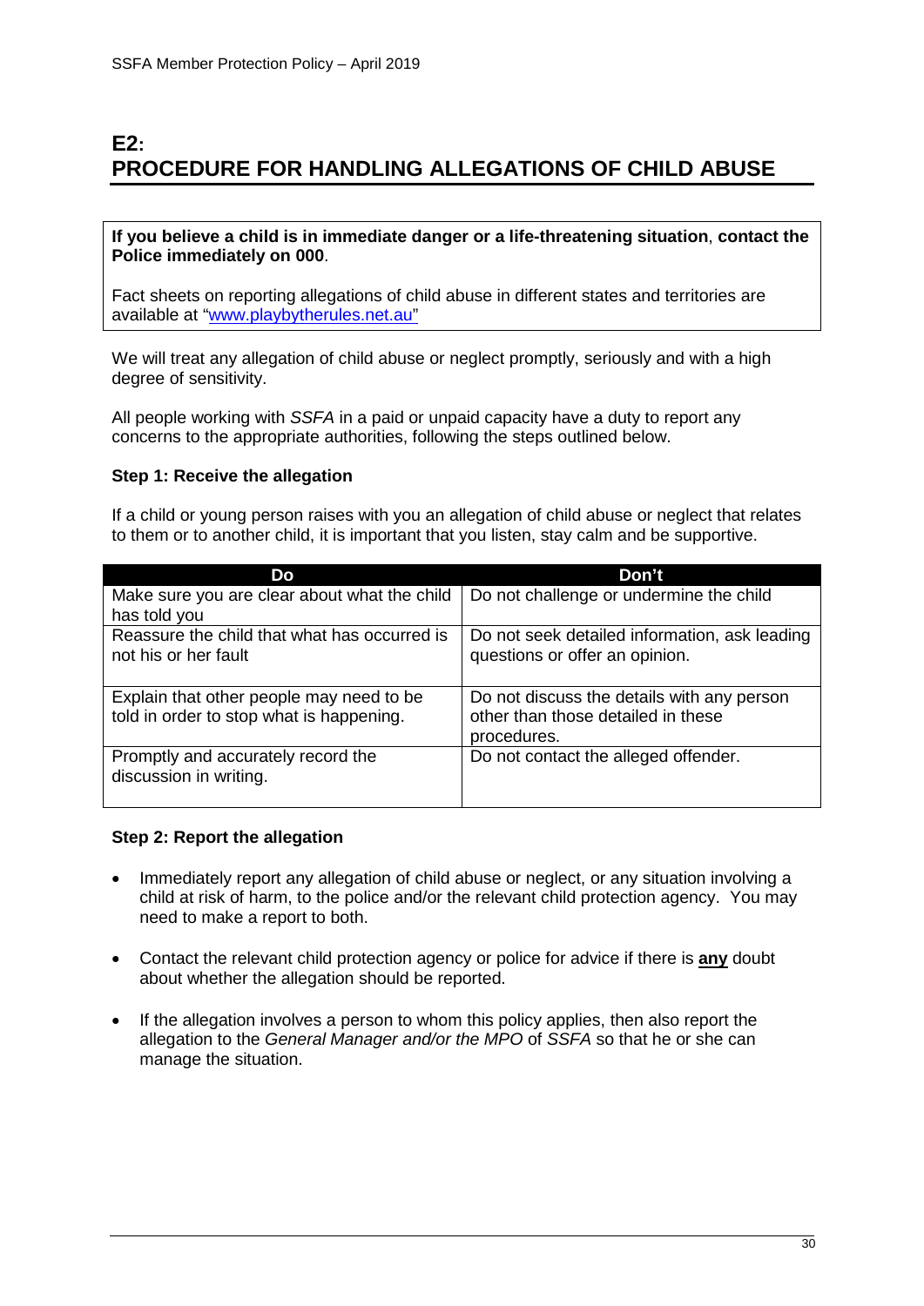# E2: PROCEDURE FOR HANDLING ALLEGATIONS OF CHILD ABUSE

**If you believe a child is in immediate danger or a life-threatening situation**, **contact the Police immediately on 000**.

Fact sheets on reporting allegations of child abuse in different states and territories are available at "www.playbytherules.net.au"

We will treat any allegation of child abuse or neglect promptly, seriously and with a high degree of sensitivity.

All people working with *SSFA* in a paid or unpaid capacity have a duty to report any concerns to the appropriate authorities, following the steps outlined below.

**Step 1: Receive the allegation**

If a child or young person raises with you an allegation of child abuse or neglect that relates to them or to another child, it is important that you listen, stay calm and be supportive.

| Do | Don't |
|---|---|
| Make sure you are clear about what the child has told you | Do not challenge or undermine the child |
| Reassure the child that what has occurred is not his or her fault | Do not seek detailed information, ask leading questions or offer an opinion. |
| Explain that other people may need to be told in order to stop what is happening. | Do not discuss the details with any person other than those detailed in these procedures. |
| Promptly and accurately record the discussion in writing. | Do not contact the alleged offender. |

**Step 2: Report the allegation**

- Immediately report any allegation of child abuse or neglect, or any situation involving a child at risk of harm, to the police and/or the relevant child protection agency. You may need to make a report to both.
- Contact the relevant child protection agency or police for advice if there is **any** doubt about whether the allegation should be reported.
- If the allegation involves a person to whom this policy applies, then also report the allegation to the *General Manager and/or the MPO* of *SSFA* so that he or she can manage the situation.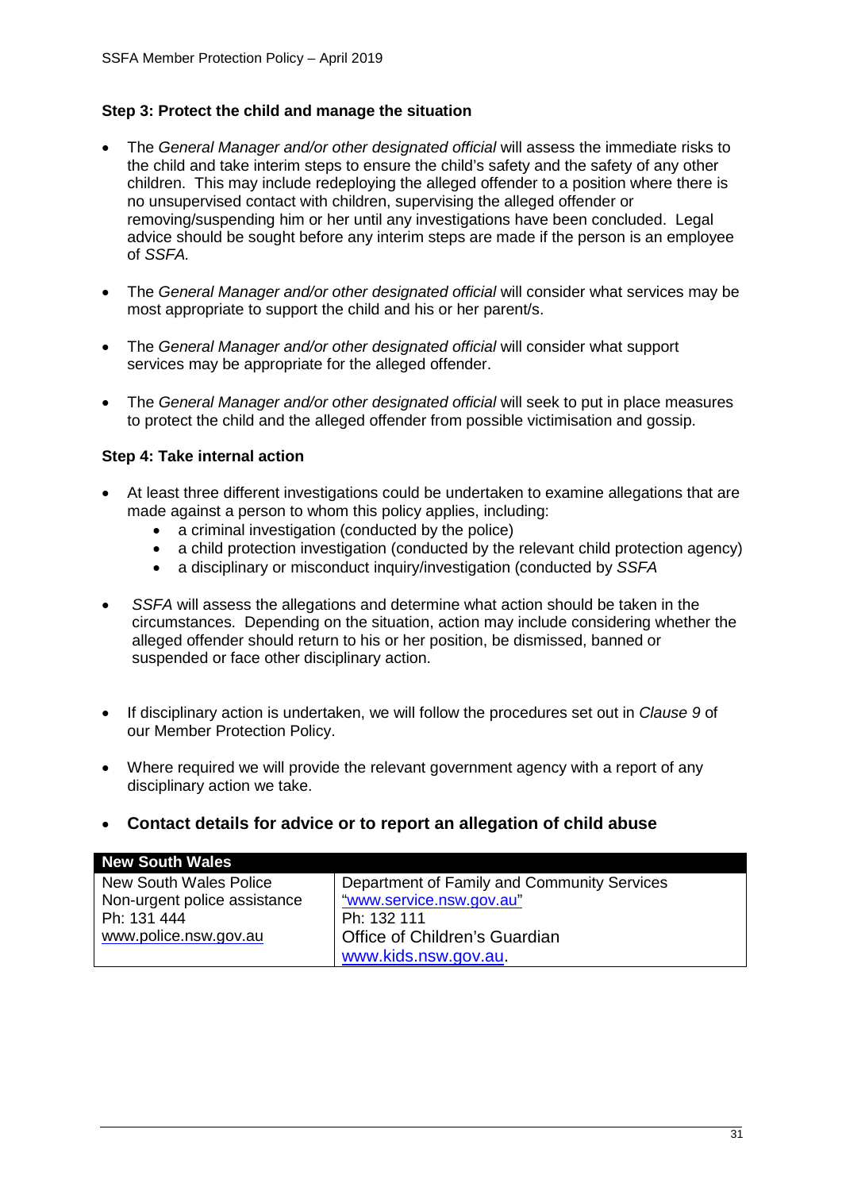**Step 3: Protect the child and manage the situation**

- The *General Manager and/or other designated official* will assess the immediate risks to the child and take interim steps to ensure the child's safety and the safety of any other children. This may include redeploying the alleged offender to a position where there is no unsupervised contact with children, supervising the alleged offender or removing/suspending him or her until any investigations have been concluded. Legal advice should be sought before any interim steps are made if the person is an employee of *SSFA.*
- The *General Manager and/or other designated official* will consider what services may be most appropriate to support the child and his or her parent/s.
- The *General Manager and/or other designated official* will consider what support services may be appropriate for the alleged offender.
- The *General Manager and/or other designated official* will seek to put in place measures to protect the child and the alleged offender from possible victimisation and gossip.

**Step 4: Take internal action**

- At least three different investigations could be undertaken to examine allegations that are made against a person to whom this policy applies, including:
  - a criminal investigation (conducted by the police)
  - a child protection investigation (conducted by the relevant child protection agency)
  - a disciplinary or misconduct inquiry/investigation (conducted by *SSFA*
- *SSFA* will assess the allegations and determine what action should be taken in the circumstances. Depending on the situation, action may include considering whether the alleged offender should return to his or her position, be dismissed, banned or suspended or face other disciplinary action.
- If disciplinary action is undertaken, we will follow the procedures set out in *Clause 9* of our Member Protection Policy.
- Where required we will provide the relevant government agency with a report of any disciplinary action we take.
- **Contact details for advice or to report an allegation of child abuse**

| **New South Wales** | |
|---|---|
| New South Wales Police<br>Non-urgent police assistance<br>Ph: 131 444<br>www.police.nsw.gov.au | Department of Family and Community Services<br>"www.service.nsw.gov.au"<br>Ph: 132 111<br>Office of Children's Guardian<br>www.kids.nsw.gov.au. |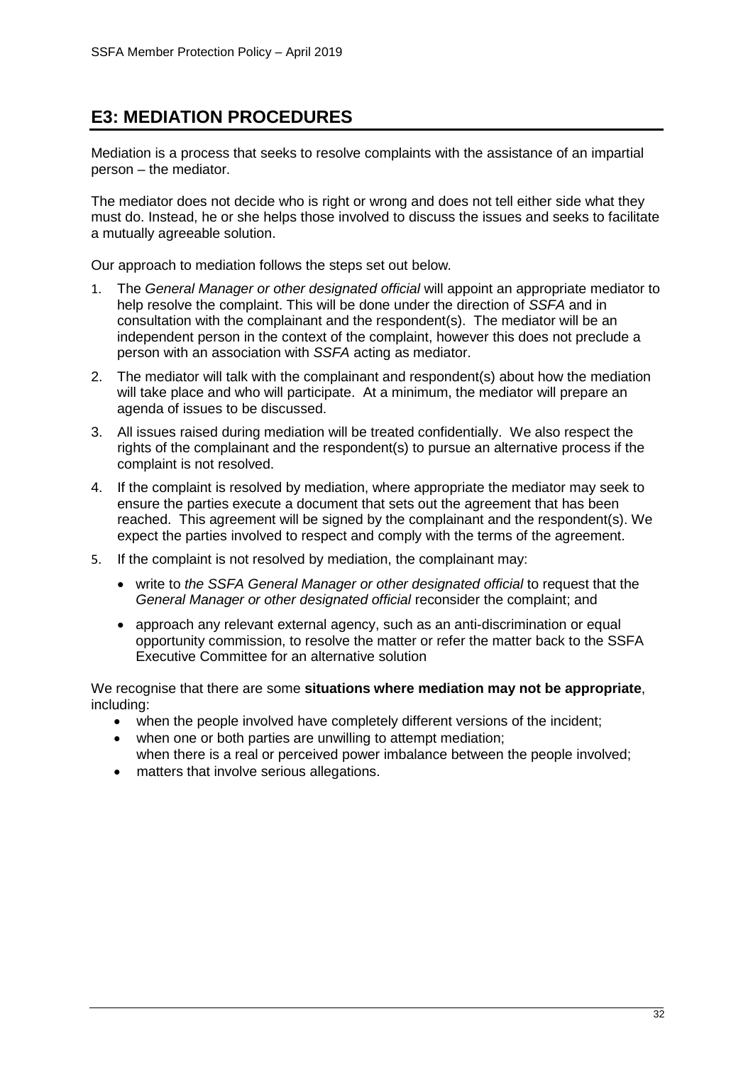## E3: MEDIATION PROCEDURES

Mediation is a process that seeks to resolve complaints with the assistance of an impartial person – the mediator.

The mediator does not decide who is right or wrong and does not tell either side what they must do. Instead, he or she helps those involved to discuss the issues and seeks to facilitate a mutually agreeable solution.

Our approach to mediation follows the steps set out below.

1. The *General Manager or other designated official* will appoint an appropriate mediator to help resolve the complaint. This will be done under the direction of *SSFA* and in consultation with the complainant and the respondent(s). The mediator will be an independent person in the context of the complaint, however this does not preclude a person with an association with *SSFA* acting as mediator.
2. The mediator will talk with the complainant and respondent(s) about how the mediation will take place and who will participate. At a minimum, the mediator will prepare an agenda of issues to be discussed.
3. All issues raised during mediation will be treated confidentially. We also respect the rights of the complainant and the respondent(s) to pursue an alternative process if the complaint is not resolved.
4. If the complaint is resolved by mediation, where appropriate the mediator may seek to ensure the parties execute a document that sets out the agreement that has been reached. This agreement will be signed by the complainant and the respondent(s). We expect the parties involved to respect and comply with the terms of the agreement.
5. If the complaint is not resolved by mediation, the complainant may:
   - write to *the SSFA General Manager or other designated official* to request that the *General Manager or other designated official* reconsider the complaint; and
   - approach any relevant external agency, such as an anti-discrimination or equal opportunity commission, to resolve the matter or refer the matter back to the SSFA Executive Committee for an alternative solution

We recognise that there are some **situations where mediation may not be appropriate**, including:

- when the people involved have completely different versions of the incident;
- when one or both parties are unwilling to attempt mediation;
  when there is a real or perceived power imbalance between the people involved;
- matters that involve serious allegations.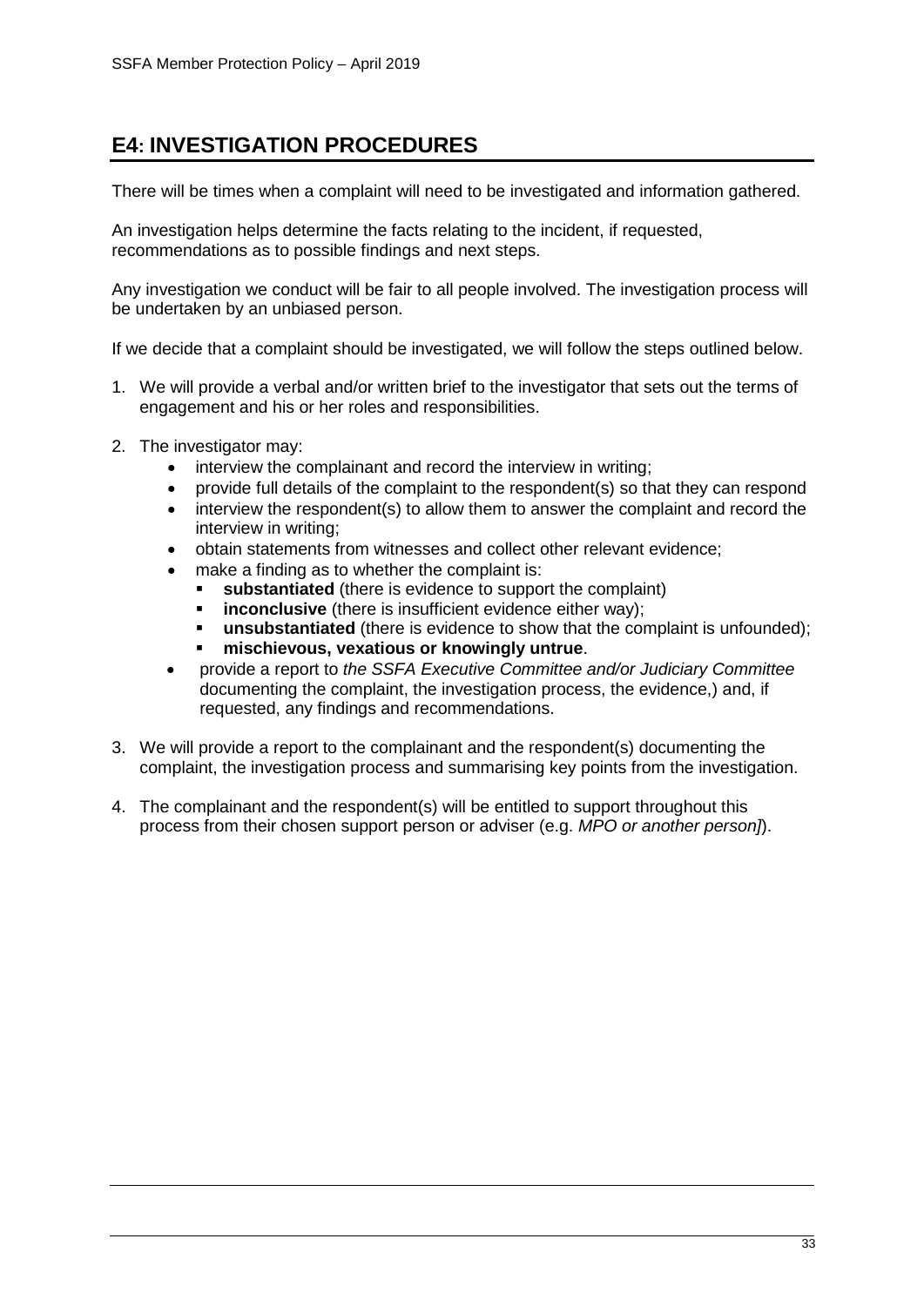## E4: INVESTIGATION PROCEDURES

There will be times when a complaint will need to be investigated and information gathered.

An investigation helps determine the facts relating to the incident, if requested, recommendations as to possible findings and next steps.

Any investigation we conduct will be fair to all people involved. The investigation process will be undertaken by an unbiased person.

If we decide that a complaint should be investigated, we will follow the steps outlined below.

1. We will provide a verbal and/or written brief to the investigator that sets out the terms of engagement and his or her roles and responsibilities.

2. The investigator may:
   - interview the complainant and record the interview in writing;
   - provide full details of the complaint to the respondent(s) so that they can respond
   - interview the respondent(s) to allow them to answer the complaint and record the interview in writing;
   - obtain statements from witnesses and collect other relevant evidence;
   - make a finding as to whether the complaint is:
     - **substantiated** (there is evidence to support the complaint)
     - **inconclusive** (there is insufficient evidence either way);
     - **unsubstantiated** (there is evidence to show that the complaint is unfounded);
     - **mischievous, vexatious or knowingly untrue**.
   - provide a report to *the SSFA Executive Committee and/or Judiciary Committee* documenting the complaint, the investigation process, the evidence,) and, if requested, any findings and recommendations.

3. We will provide a report to the complainant and the respondent(s) documenting the complaint, the investigation process and summarising key points from the investigation.

4. The complainant and the respondent(s) will be entitled to support throughout this process from their chosen support person or adviser (e.g. *MPO or another person]*).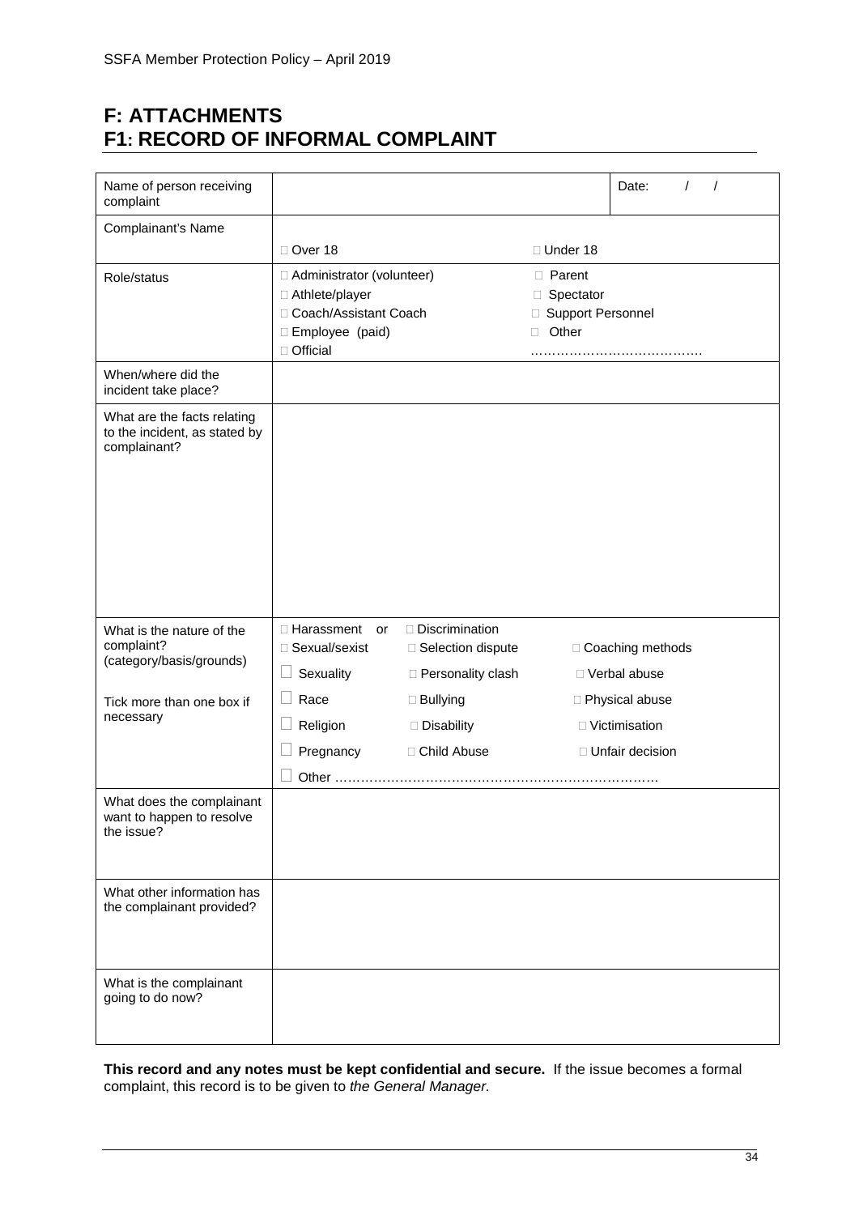# F: ATTACHMENTS

## F1: RECORD OF INFORMAL COMPLAINT

| Name of person receiving complaint | | Date: / / |
|---|---|---|
| Complainant's Name | □ Over 18 □ Under 18 | |
| Role/status | □ Administrator (volunteer) □ Athlete/player □ Coach/Assistant Coach □ Employee (paid) □ Official □ Parent □ Spectator □ Support Personnel □ Other ………………………………. | |
| When/where did the incident take place? | | |
| What are the facts relating to the incident, as stated by complainant? | | |
| What is the nature of the complaint? (category/basis/grounds)<br><br>Tick more than one box if necessary | □ Harassment or □ Discrimination<br>□ Sexual/sexist □ Selection dispute □ Coaching methods<br>□ Sexuality □ Personality clash □ Verbal abuse<br>□ Race □ Bullying □ Physical abuse<br>□ Religion □ Disability □ Victimisation<br>□ Pregnancy □ Child Abuse □ Unfair decision<br>□ Other ………………………………………………………………… | |
| What does the complainant want to happen to resolve the issue? | | |
| What other information has the complainant provided? | | |
| What is the complainant going to do now? | | |

**This record and any notes must be kept confidential and secure.** If the issue becomes a formal complaint, this record is to be given to *the General Manager*.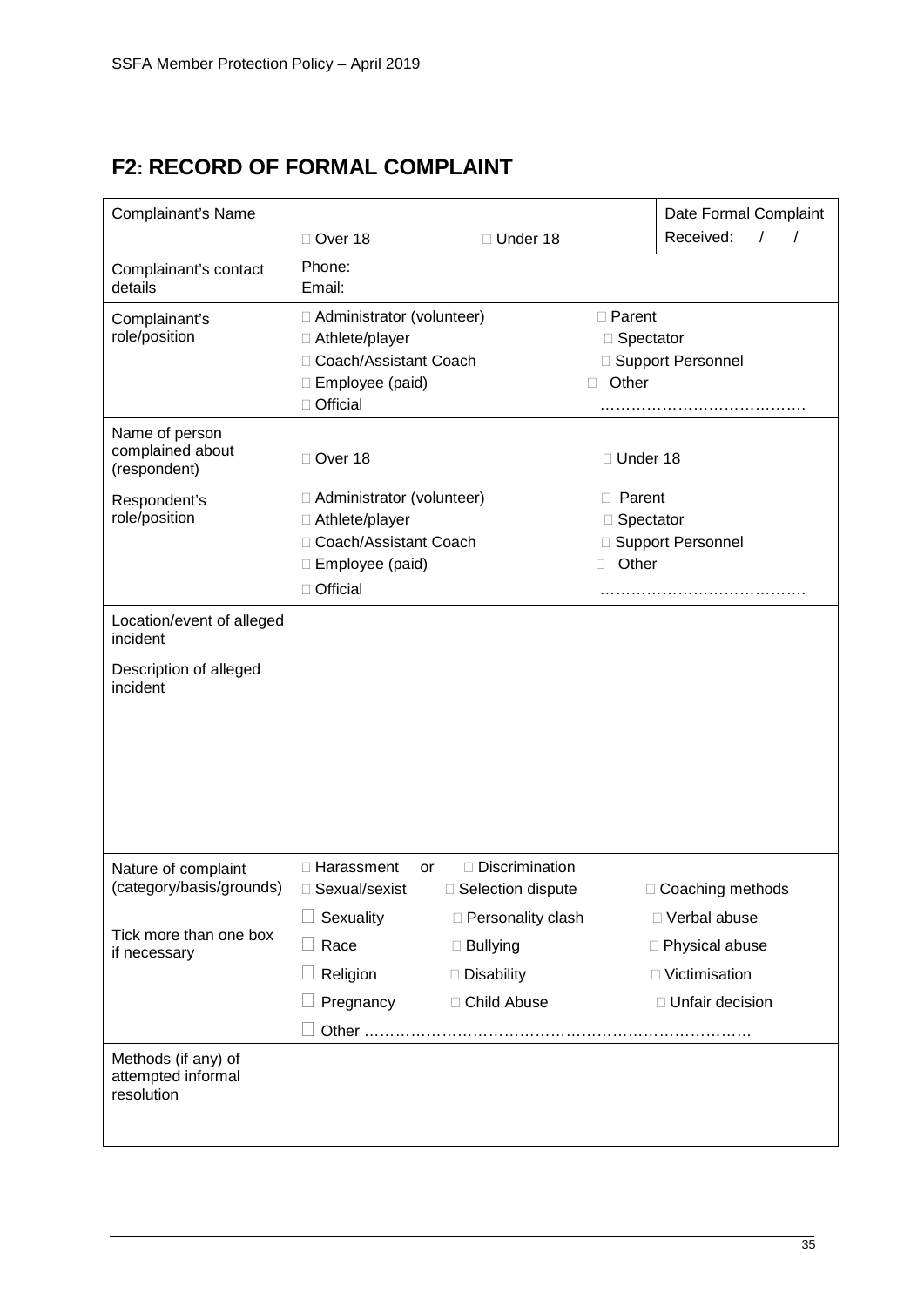## F2: RECORD OF FORMAL COMPLAINT

| Complainant's Name | □ Over 18 □ Under 18 | Date Formal Complaint Received: / / |
|---|---|---|
| Complainant's contact details | Phone:<br>Email: | |
| Complainant's role/position | □ Administrator (volunteer)<br>□ Athlete/player<br>□ Coach/Assistant Coach<br>□ Employee (paid)<br>□ Official | □ Parent<br>□ Spectator<br>□ Support Personnel<br>□ Other<br>………………………………. |
| Name of person complained about (respondent) | □ Over 18 | □ Under 18 |
| Respondent's role/position | □ Administrator (volunteer)<br>□ Athlete/player<br>□ Coach/Assistant Coach<br>□ Employee (paid)<br>□ Official | □ Parent<br>□ Spectator<br>□ Support Personnel<br>□ Other<br>………………………………. |
| Location/event of alleged incident | | |
| Description of alleged incident | | |
| Nature of complaint (category/basis/grounds)<br><br>Tick more than one box if necessary | □ Harassment or □ Discrimination<br>□ Sexual/sexist □ Selection dispute<br>□ Sexuality □ Personality clash<br>□ Race □ Bullying<br>□ Religion □ Disability<br>□ Pregnancy □ Child Abuse<br>□ Other ……………………………………………………………… | □ Coaching methods<br>□ Verbal abuse<br>□ Physical abuse<br>□ Victimisation<br>□ Unfair decision |
| Methods (if any) of attempted informal resolution | | |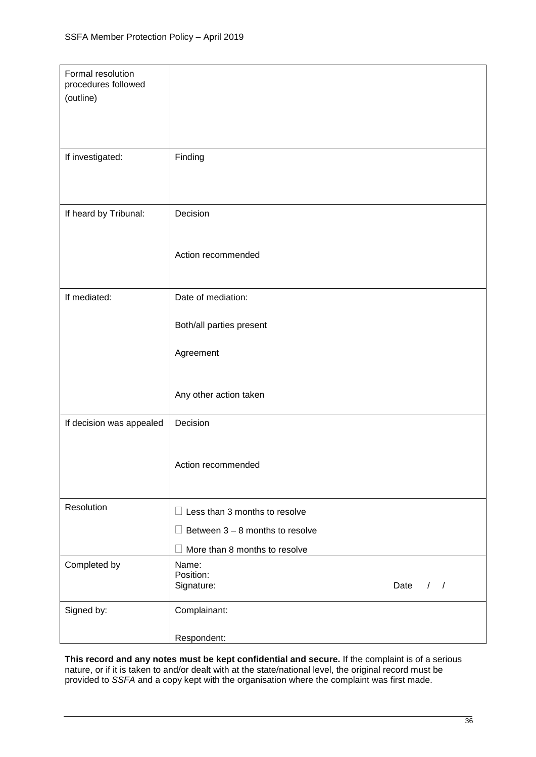| Formal resolution procedures followed (outline) | |
|---|---|
| If investigated: | Finding |
| If heard by Tribunal: | Decision<br><br>Action recommended |
| If mediated: | Date of mediation:<br><br>Both/all parties present<br><br>Agreement<br><br>Any other action taken |
| If decision was appealed | Decision<br><br>Action recommended |
| Resolution | ☐ Less than 3 months to resolve<br>☐ Between 3 – 8 months to resolve<br>☐ More than 8 months to resolve |
| Completed by | Name:<br>Position:<br>Signature: Date / / |
| Signed by: | Complainant:<br><br>Respondent: |

**This record and any notes must be kept confidential and secure.** If the complaint is of a serious nature, or if it is taken to and/or dealt with at the state/national level, the original record must be provided to *SSFA* and a copy kept with the organisation where the complaint was first made.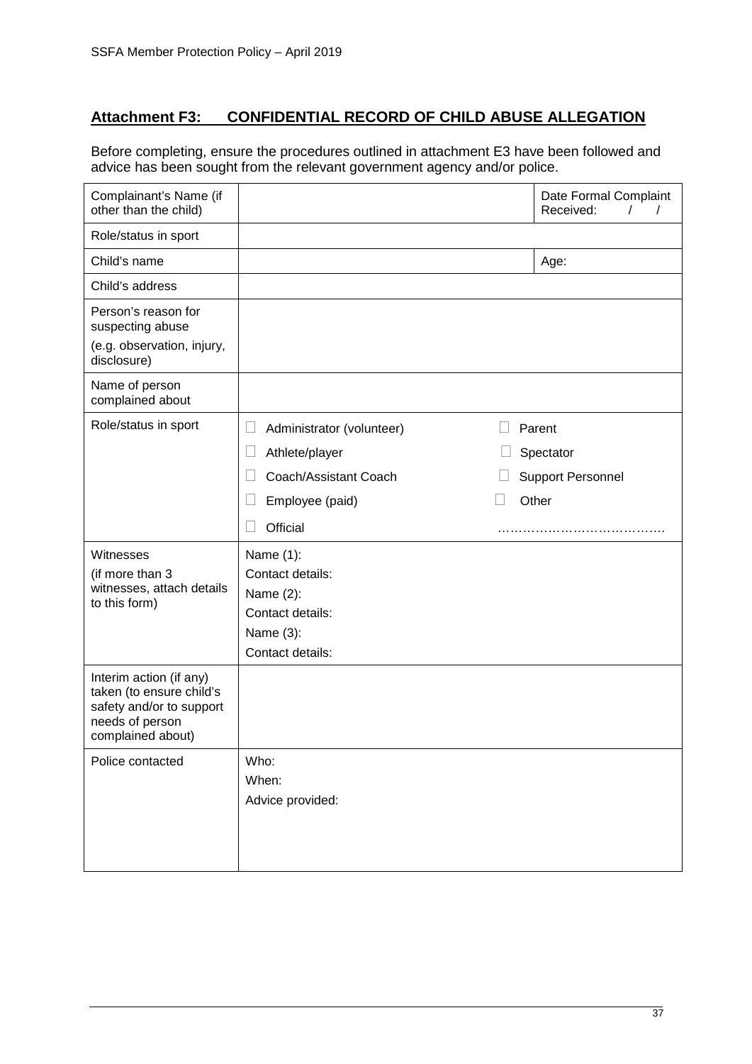## Attachment F3: CONFIDENTIAL RECORD OF CHILD ABUSE ALLEGATION

Before completing, ensure the procedures outlined in attachment E3 have been followed and advice has been sought from the relevant government agency and/or police.

| | | |
|---|---|---|
| Complainant's Name (if other than the child) | | Date Formal Complaint Received: / / |
| Role/status in sport | | |
| Child's name | | Age: |
| Child's address | | |
| Person's reason for suspecting abuse (e.g. observation, injury, disclosure) | | |
| Name of person complained about | | |
| Role/status in sport | ☐ Administrator (volunteer)<br>☐ Athlete/player<br>☐ Coach/Assistant Coach<br>☐ Employee (paid)<br>☐ Official | ☐ Parent<br>☐ Spectator<br>☐ Support Personnel<br>☐ Other<br>…………………………………. |
| Witnesses (if more than 3 witnesses, attach details to this form) | Name (1):<br>Contact details:<br>Name (2):<br>Contact details:<br>Name (3):<br>Contact details: | |
| Interim action (if any) taken (to ensure child's safety and/or to support needs of person complained about) | | |
| Police contacted | Who:<br>When:<br>Advice provided: | |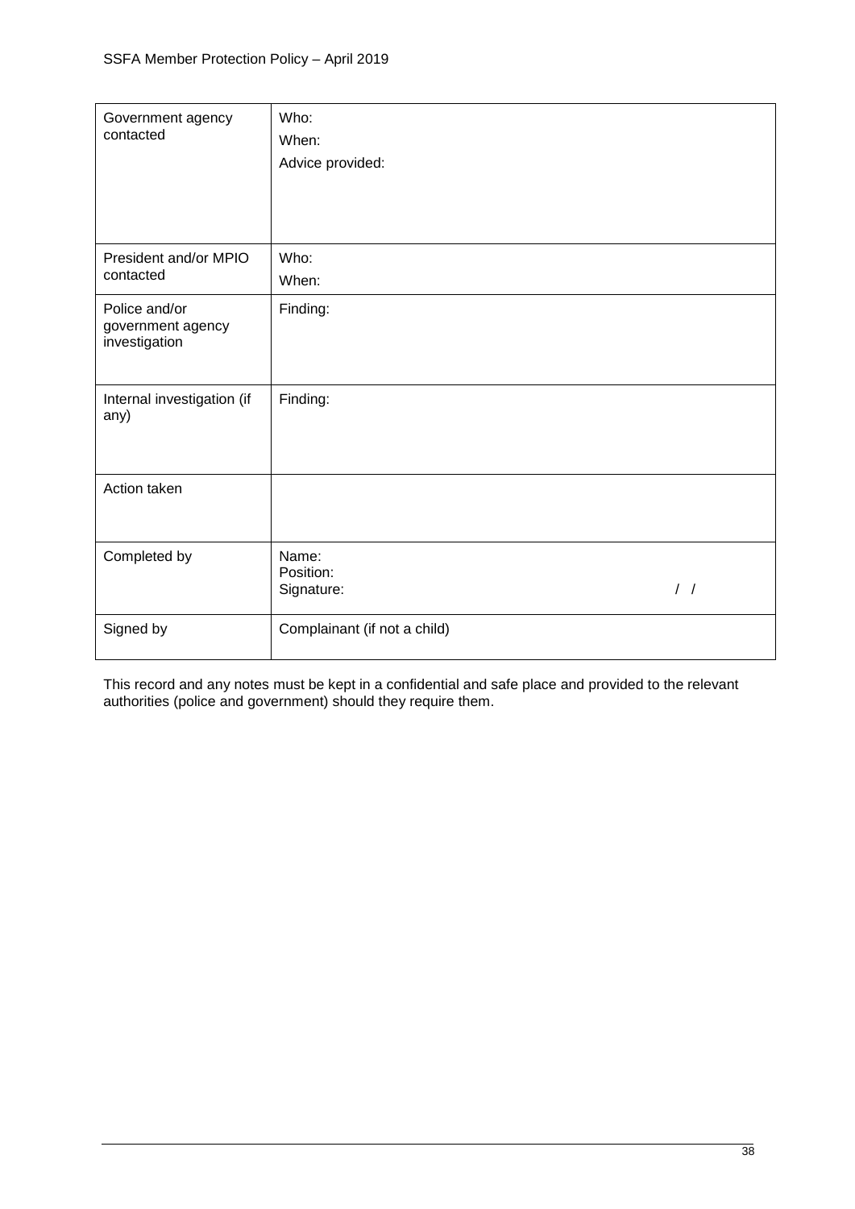| | |
|---|---|
| Government agency contacted | Who:<br>When:<br>Advice provided: |
| President and/or MPIO contacted | Who:<br>When: |
| Police and/or government agency investigation | Finding: |
| Internal investigation (if any) | Finding: |
| Action taken | |
| Completed by | Name:<br>Position:<br>Signature: / / |
| Signed by | Complainant (if not a child) |

This record and any notes must be kept in a confidential and safe place and provided to the relevant authorities (police and government) should they require them.